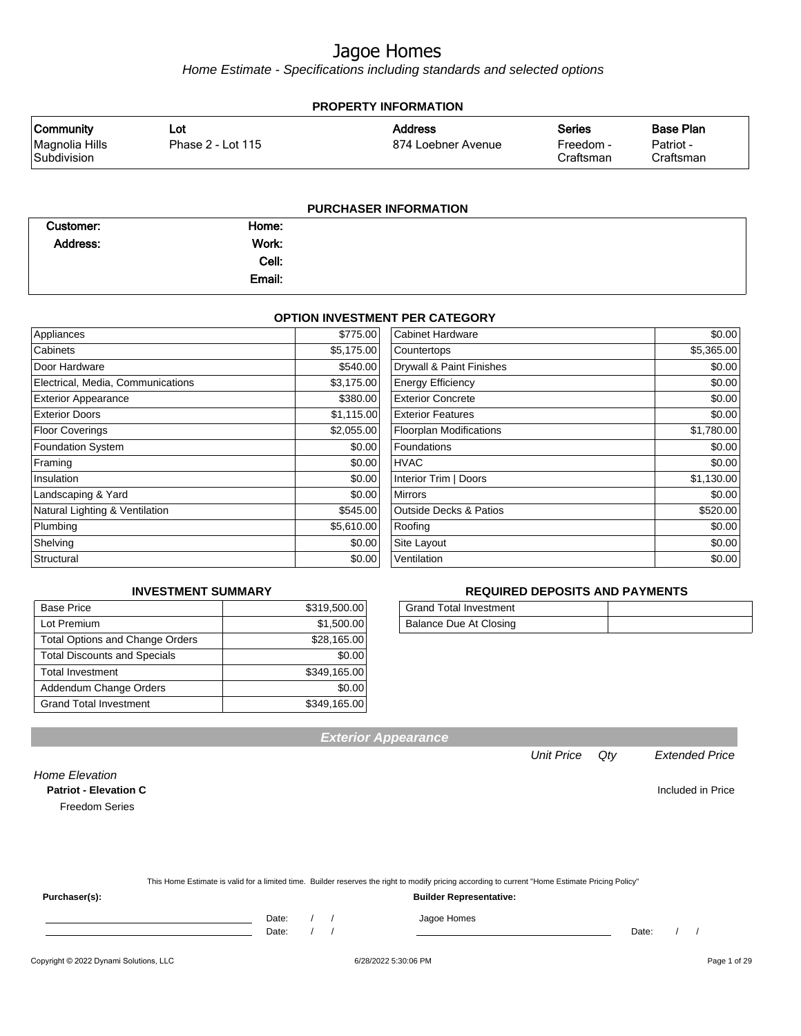# Jagoe Homes

*Home Estimate - Specifications including standards and selected options*

## PROPERTY INFORMATION

| Community | Lot | Address | Series | Base Plan |
|---|---|---|---|---|
| Magnolia Hills Subdivision | Phase 2 - Lot 115 | 874 Loebner Avenue | Freedom - Craftsman | Patriot - Craftsman |

## PURCHASER INFORMATION

| | | | |
|---|---|---|---|
| **Customer:** | | **Home:** | |
| **Address:** | | **Work:** | |
| | | **Cell:** | |
| | | **Email:** | |

## OPTION INVESTMENT PER CATEGORY

| Category | Amount | Category | Amount |
|---|---|---|---|
| Appliances | $775.00 | Cabinet Hardware | $0.00 |
| Cabinets | $5,175.00 | Countertops | $5,365.00 |
| Door Hardware | $540.00 | Drywall & Paint Finishes | $0.00 |
| Electrical, Media, Communications | $3,175.00 | Energy Efficiency | $0.00 |
| Exterior Appearance | $380.00 | Exterior Concrete | $0.00 |
| Exterior Doors | $1,115.00 | Exterior Features | $0.00 |
| Floor Coverings | $2,055.00 | Floorplan Modifications | $1,780.00 |
| Foundation System | $0.00 | Foundations | $0.00 |
| Framing | $0.00 | HVAC | $0.00 |
| Insulation | $0.00 | Interior Trim \| Doors | $1,130.00 |
| Landscaping & Yard | $0.00 | Mirrors | $0.00 |
| Natural Lighting & Ventilation | $545.00 | Outside Decks & Patios | $520.00 |
| Plumbing | $5,610.00 | Roofing | $0.00 |
| Shelving | $0.00 | Site Layout | $0.00 |
| Structural | $0.00 | Ventilation | $0.00 |

## INVESTMENT SUMMARY

| | |
|---|---|
| Base Price | $319,500.00 |
| Lot Premium | $1,500.00 |
| Total Options and Change Orders | $28,165.00 |
| Total Discounts and Specials | $0.00 |
| Total Investment | $349,165.00 |
| Addendum Change Orders | $0.00 |
| Grand Total Investment | $349,165.00 |

## REQUIRED DEPOSITS AND PAYMENTS

| | |
|---|---|
| Grand Total Investment | |
| Balance Due At Closing | |

## Exterior Appearance

| | Unit Price | Qty | Extended Price |
|---|---|---|---|
| *Home Elevation* | | | |
| **Patriot - Elevation C** | | | Included in Price |
| Freedom Series | | | |

This Home Estimate is valid for a limited time. Builder reserves the right to modify pricing according to current "Home Estimate Pricing Policy"

**Purchaser(s):**

_______________________ Date: / /

_______________________ Date: / /

**Builder Representative:**

Jagoe Homes

_______________________ Date: / /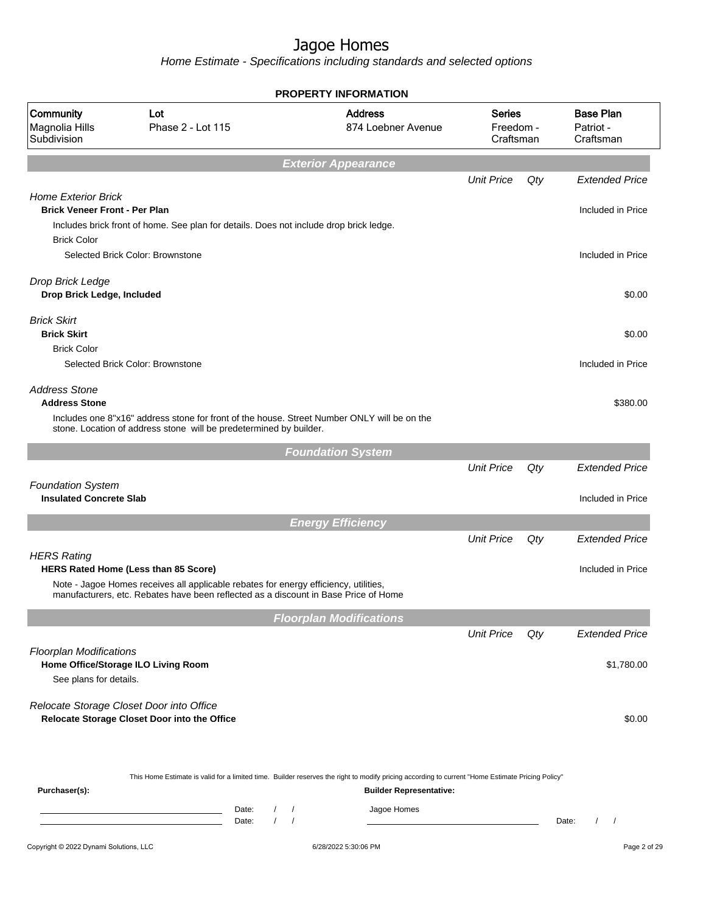# Jagoe Homes

*Home Estimate - Specifications including standards and selected options*

## PROPERTY INFORMATION

| Community | Lot | Address | Series | Base Plan |
|---|---|---|---|---|
| Magnolia Hills Subdivision | Phase 2 - Lot 115 | 874 Loebner Avenue | Freedom - Craftsman | Patriot - Craftsman |

## Exterior Appearance

| | Unit Price | Qty | Extended Price |
|---|---|---|---|
| *Home Exterior Brick* | | | |
| **Brick Veneer Front - Per Plan** | | | Included in Price |
| Includes brick front of home. See plan for details. Does not include drop brick ledge. | | | |
| Brick Color | | | |
| Selected Brick Color: Brownstone | | | Included in Price |
| *Drop Brick Ledge* | | | |
| **Drop Brick Ledge, Included** | | | $0.00 |
| *Brick Skirt* | | | |
| **Brick Skirt** | | | $0.00 |
| Brick Color | | | |
| Selected Brick Color: Brownstone | | | Included in Price |
| *Address Stone* | | | |
| **Address Stone** | | | $380.00 |
| Includes one 8"x16" address stone for front of the house. Street Number ONLY will be on the stone. Location of address stone will be predetermined by builder. | | | |

## Foundation System

| | Unit Price | Qty | Extended Price |
|---|---|---|---|
| *Foundation System* | | | |
| **Insulated Concrete Slab** | | | Included in Price |

## Energy Efficiency

| | Unit Price | Qty | Extended Price |
|---|---|---|---|
| *HERS Rating* | | | |
| **HERS Rated Home (Less than 85 Score)** | | | Included in Price |
| Note - Jagoe Homes receives all applicable rebates for energy efficiency, utilities, manufacturers, etc. Rebates have been reflected as a discount in Base Price of Home | | | |

## Floorplan Modifications

| | Unit Price | Qty | Extended Price |
|---|---|---|---|
| *Floorplan Modifications* | | | |
| **Home Office/Storage ILO Living Room** | | | $1,780.00 |
| See plans for details. | | | |
| *Relocate Storage Closet Door into Office* | | | |
| **Relocate Storage Closet Door into the Office** | | | $0.00 |

This Home Estimate is valid for a limited time. Builder reserves the right to modify pricing according to current "Home Estimate Pricing Policy"

**Purchaser(s):**

Date: / /

Date: / /

**Builder Representative:**

Jagoe Homes

Date: / /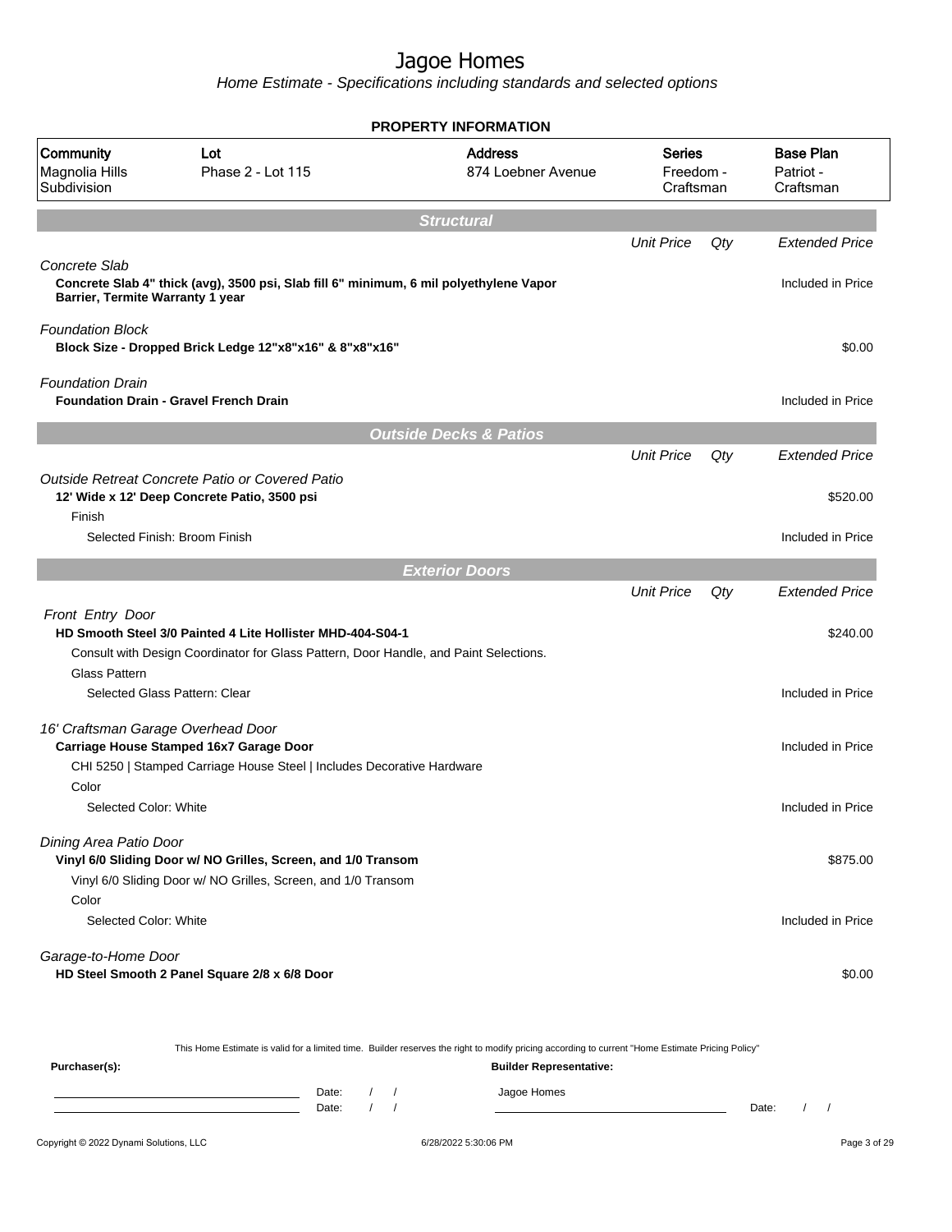# Jagoe Homes

*Home Estimate - Specifications including standards and selected options*

## PROPERTY INFORMATION

| Community | Lot | Address | Series | Base Plan |
|---|---|---|---|---|
| Magnolia Hills Subdivision | Phase 2 - Lot 115 | 874 Loebner Avenue | Freedom - Craftsman | Patriot - Craftsman |

## Structural

| | Unit Price | Qty | Extended Price |
|---|---|---|---|
| *Concrete Slab* | | | |
| **Concrete Slab 4" thick (avg), 3500 psi, Slab fill 6" minimum, 6 mil polyethylene Vapor Barrier, Termite Warranty 1 year** | | | Included in Price |
| *Foundation Block* | | | |
| **Block Size - Dropped Brick Ledge 12"x8"x16" & 8"x8"x16"** | | | $0.00 |
| *Foundation Drain* | | | |
| **Foundation Drain - Gravel French Drain** | | | Included in Price |

## Outside Decks & Patios

| | Unit Price | Qty | Extended Price |
|---|---|---|---|
| *Outside Retreat Concrete Patio or Covered Patio* | | | |
| **12' Wide x 12' Deep Concrete Patio, 3500 psi** | | | $520.00 |
| Finish | | | |
| Selected Finish: Broom Finish | | | Included in Price |

## Exterior Doors

| | Unit Price | Qty | Extended Price |
|---|---|---|---|
| *Front Entry Door* | | | |
| **HD Smooth Steel 3/0 Painted 4 Lite Hollister MHD-404-S04-1** | | | $240.00 |
| Consult with Design Coordinator for Glass Pattern, Door Handle, and Paint Selections. | | | |
| Glass Pattern | | | |
| Selected Glass Pattern: Clear | | | Included in Price |
| *16' Craftsman Garage Overhead Door* | | | |
| **Carriage House Stamped 16x7 Garage Door** | | | Included in Price |
| CHI 5250 \| Stamped Carriage House Steel \| Includes Decorative Hardware | | | |
| Color | | | |
| Selected Color: White | | | Included in Price |
| *Dining Area Patio Door* | | | |
| **Vinyl 6/0 Sliding Door w/ NO Grilles, Screen, and 1/0 Transom** | | | $875.00 |
| Vinyl 6/0 Sliding Door w/ NO Grilles, Screen, and 1/0 Transom | | | |
| Color | | | |
| Selected Color: White | | | Included in Price |
| *Garage-to-Home Door* | | | |
| **HD Steel Smooth 2 Panel Square 2/8 x 6/8 Door** | | | $0.00 |

This Home Estimate is valid for a limited time. Builder reserves the right to modify pricing according to current "Home Estimate Pricing Policy"

**Purchaser(s):** Date: / / Date: / /

**Builder Representative:** Jagoe Homes Date: / /

Copyright © 2022 Dynami Solutions, LLC — 6/28/2022 5:30:06 PM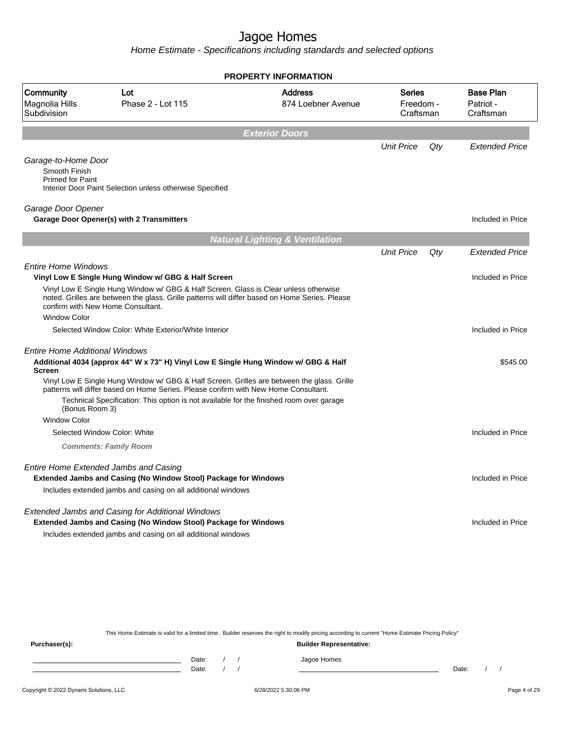# Jagoe Homes

*Home Estimate - Specifications including standards and selected options*

**PROPERTY INFORMATION**

| Community | Lot | Address | Series | Base Plan |
|---|---|---|---|---|
| Magnolia Hills Subdivision | Phase 2 - Lot 115 | 874 Loebner Avenue | Freedom - Craftsman | Patriot - Craftsman |

## Exterior Doors

| | Unit Price | Qty | Extended Price |
|---|---|---|---|
| *Garage-to-Home Door* | | | |
| Smooth Finish<br>Primed for Paint<br>Interior Door Paint Selection unless otherwise Specified | | | |
| *Garage Door Opener* | | | |
| **Garage Door Opener(s) with 2 Transmitters** | | | Included in Price |

## Natural Lighting & Ventilation

| | Unit Price | Qty | Extended Price |
|---|---|---|---|
| *Entire Home Windows* | | | |
| **Vinyl Low E Single Hung Window w/ GBG & Half Screen** | | | Included in Price |
| Vinyl Low E Single Hung Window w/ GBG & Half Screen. Glass is Clear unless otherwise noted. Grilles are between the glass. Grille patterns will differ based on Home Series. Please confirm with New Home Consultant. | | | |
| Window Color | | | |
| Selected Window Color: White Exterior/White Interior | | | Included in Price |
| *Entire Home Additional Windows* | | | |
| **Additional 4034 (approx 44" W x 73" H) Vinyl Low E Single Hung Window w/ GBG & Half Screen** | | | $545.00 |
| Vinyl Low E Single Hung Window w/ GBG & Half Screen. Grilles are between the glass. Grille patterns will differ based on Home Series. Please confirm with New Home Consultant. | | | |
| Technical Specification: This option is not available for the finished room over garage (Bonus Room 3) | | | |
| Window Color | | | |
| Selected Window Color: White | | | Included in Price |
| ***Comments: Family Room*** | | | |
| *Entire Home Extended Jambs and Casing* | | | |
| **Extended Jambs and Casing (No Window Stool) Package for Windows** | | | Included in Price |
| Includes extended jambs and casing on all additional windows | | | |
| *Extended Jambs and Casing for Additional Windows* | | | |
| **Extended Jambs and Casing (No Window Stool) Package for Windows** | | | Included in Price |
| Includes extended jambs and casing on all additional windows | | | |

This Home Estimate is valid for a limited time. Builder reserves the right to modify pricing according to current "Home Estimate Pricing Policy"

**Purchaser(s):**

Date: / /

Date: / /

**Builder Representative:**

Jagoe Homes

Date: / /

Copyright © 2022 Dynami Solutions, LLC — 6/28/2022 5:30:06 PM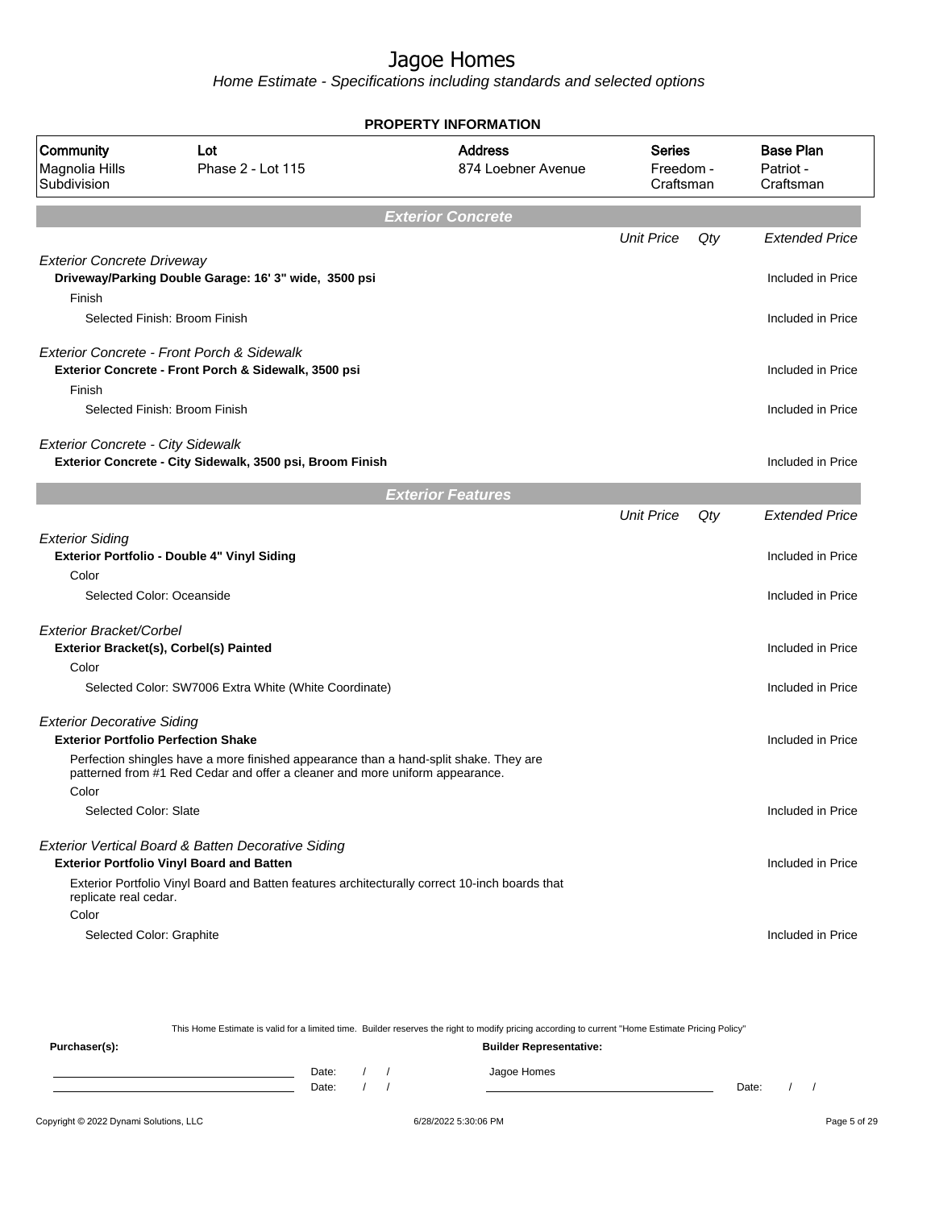# Jagoe Homes

*Home Estimate - Specifications including standards and selected options*

## PROPERTY INFORMATION

| Community | Lot | Address | Series | Base Plan |
|---|---|---|---|---|
| Magnolia Hills Subdivision | Phase 2 - Lot 115 | 874 Loebner Avenue | Freedom - Craftsman | Patriot - Craftsman |

## Exterior Concrete

| | Unit Price | Qty | Extended Price |
|---|---|---|---|
| *Exterior Concrete Driveway* | | | |
| **Driveway/Parking Double Garage: 16' 3" wide, 3500 psi** | | | Included in Price |
| Finish | | | |
| Selected Finish: Broom Finish | | | Included in Price |
| *Exterior Concrete - Front Porch & Sidewalk* | | | |
| **Exterior Concrete - Front Porch & Sidewalk, 3500 psi** | | | Included in Price |
| Finish | | | |
| Selected Finish: Broom Finish | | | Included in Price |
| *Exterior Concrete - City Sidewalk* | | | |
| **Exterior Concrete - City Sidewalk, 3500 psi, Broom Finish** | | | Included in Price |

## Exterior Features

| | Unit Price | Qty | Extended Price |
|---|---|---|---|
| *Exterior Siding* | | | |
| **Exterior Portfolio - Double 4" Vinyl Siding** | | | Included in Price |
| Color | | | |
| Selected Color: Oceanside | | | Included in Price |
| *Exterior Bracket/Corbel* | | | |
| **Exterior Bracket(s), Corbel(s) Painted** | | | Included in Price |
| Color | | | |
| Selected Color: SW7006 Extra White (White Coordinate) | | | Included in Price |
| *Exterior Decorative Siding* | | | |
| **Exterior Portfolio Perfection Shake** | | | Included in Price |
| Perfection shingles have a more finished appearance than a hand-split shake. They are patterned from #1 Red Cedar and offer a cleaner and more uniform appearance. | | | |
| Color | | | |
| Selected Color: Slate | | | Included in Price |
| *Exterior Vertical Board & Batten Decorative Siding* | | | |
| **Exterior Portfolio Vinyl Board and Batten** | | | Included in Price |
| Exterior Portfolio Vinyl Board and Batten features architecturally correct 10-inch boards that replicate real cedar. | | | |
| Color | | | |
| Selected Color: Graphite | | | Included in Price |

This Home Estimate is valid for a limited time. Builder reserves the right to modify pricing according to current "Home Estimate Pricing Policy"

**Purchaser(s):** Date: / / Date: / /

**Builder Representative:** Jagoe Homes Date: / /

Copyright © 2022 Dynami Solutions, LLC 6/28/2022 5:30:06 PM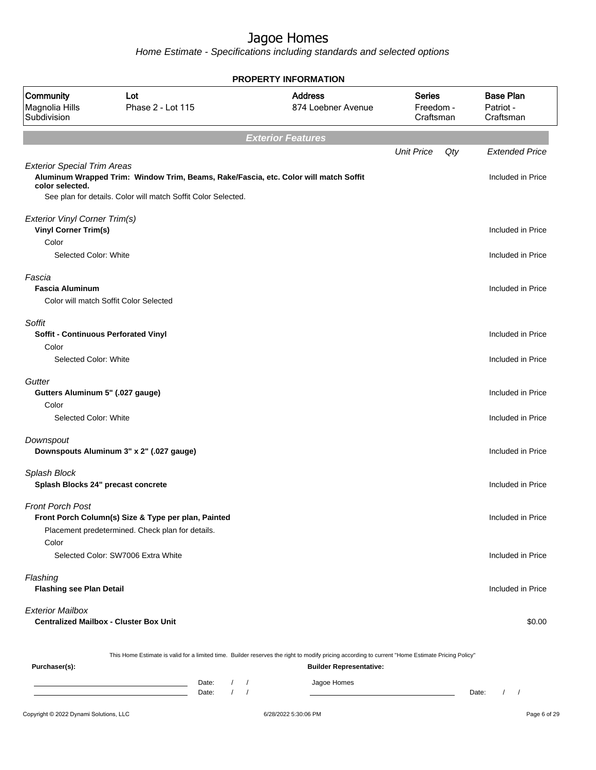# Jagoe Homes

*Home Estimate - Specifications including standards and selected options*

## PROPERTY INFORMATION

| Community | Lot | Address | Series | Base Plan |
|---|---|---|---|---|
| Magnolia Hills Subdivision | Phase 2 - Lot 115 | 874 Loebner Avenue | Freedom - Craftsman | Patriot - Craftsman |

## Exterior Features

| | Unit Price | Qty | Extended Price |
|---|---|---|---|
| *Exterior Special Trim Areas* | | | |
| **Aluminum Wrapped Trim: Window Trim, Beams, Rake/Fascia, etc. Color will match Soffit color selected.** | | | Included in Price |
| See plan for details. Color will match Soffit Color Selected. | | | |
| *Exterior Vinyl Corner Trim(s)* | | | |
| **Vinyl Corner Trim(s)** | | | Included in Price |
| Color | | | |
| Selected Color: White | | | Included in Price |
| *Fascia* | | | |
| **Fascia Aluminum** | | | Included in Price |
| Color will match Soffit Color Selected | | | |
| *Soffit* | | | |
| **Soffit - Continuous Perforated Vinyl** | | | Included in Price |
| Color | | | |
| Selected Color: White | | | Included in Price |
| *Gutter* | | | |
| **Gutters Aluminum 5" (.027 gauge)** | | | Included in Price |
| Color | | | |
| Selected Color: White | | | Included in Price |
| *Downspout* | | | |
| **Downspouts Aluminum 3" x 2" (.027 gauge)** | | | Included in Price |
| *Splash Block* | | | |
| **Splash Blocks 24" precast concrete** | | | Included in Price |
| *Front Porch Post* | | | |
| **Front Porch Column(s) Size & Type per plan, Painted** | | | Included in Price |
| Placement predetermined. Check plan for details. | | | |
| Color | | | |
| Selected Color: SW7006 Extra White | | | Included in Price |
| *Flashing* | | | |
| **Flashing see Plan Detail** | | | Included in Price |
| *Exterior Mailbox* | | | |
| **Centralized Mailbox - Cluster Box Unit** | | | $0.00 |

This Home Estimate is valid for a limited time. Builder reserves the right to modify pricing according to current "Home Estimate Pricing Policy"

**Purchaser(s):** 

Date: / /

Date: / /

**Builder Representative:**

Jagoe Homes

Date: / /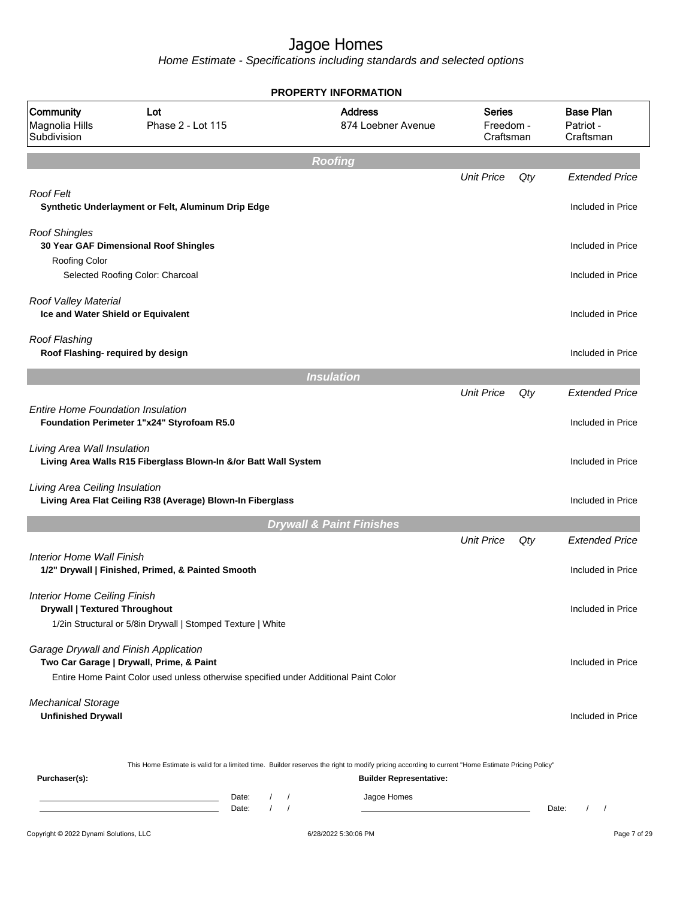# Jagoe Homes

*Home Estimate - Specifications including standards and selected options*

## PROPERTY INFORMATION

| Community | Lot | Address | Series | Base Plan |
|---|---|---|---|---|
| Magnolia Hills Subdivision | Phase 2 - Lot 115 | 874 Loebner Avenue | Freedom - Craftsman | Patriot - Craftsman |

## Roofing

| | Unit Price | Qty | Extended Price |
|---|---|---|---|
| *Roof Felt* | | | |
| **Synthetic Underlayment or Felt, Aluminum Drip Edge** | | | Included in Price |
| *Roof Shingles* | | | |
| **30 Year GAF Dimensional Roof Shingles** | | | Included in Price |
| Roofing Color | | | |
| Selected Roofing Color: Charcoal | | | Included in Price |
| *Roof Valley Material* | | | |
| **Ice and Water Shield or Equivalent** | | | Included in Price |
| *Roof Flashing* | | | |
| **Roof Flashing- required by design** | | | Included in Price |

## Insulation

| | Unit Price | Qty | Extended Price |
|---|---|---|---|
| *Entire Home Foundation Insulation* | | | |
| **Foundation Perimeter 1"x24" Styrofoam R5.0** | | | Included in Price |
| *Living Area Wall Insulation* | | | |
| **Living Area Walls R15 Fiberglass Blown-In &/or Batt Wall System** | | | Included in Price |
| *Living Area Ceiling Insulation* | | | |
| **Living Area Flat Ceiling R38 (Average) Blown-In Fiberglass** | | | Included in Price |

## Drywall & Paint Finishes

| | Unit Price | Qty | Extended Price |
|---|---|---|---|
| *Interior Home Wall Finish* | | | |
| **1/2" Drywall \| Finished, Primed, & Painted Smooth** | | | Included in Price |
| *Interior Home Ceiling Finish* | | | |
| **Drywall \| Textured Throughout** | | | Included in Price |
| 1/2in Structural or 5/8in Drywall \| Stomped Texture \| White | | | |
| *Garage Drywall and Finish Application* | | | |
| **Two Car Garage \| Drywall, Prime, & Paint** | | | Included in Price |
| Entire Home Paint Color used unless otherwise specified under Additional Paint Color | | | |
| *Mechanical Storage* | | | |
| **Unfinished Drywall** | | | Included in Price |

This Home Estimate is valid for a limited time. Builder reserves the right to modify pricing according to current "Home Estimate Pricing Policy"

**Purchaser(s):** Date: / / Date: / /

**Builder Representative:** Jagoe Homes Date: / /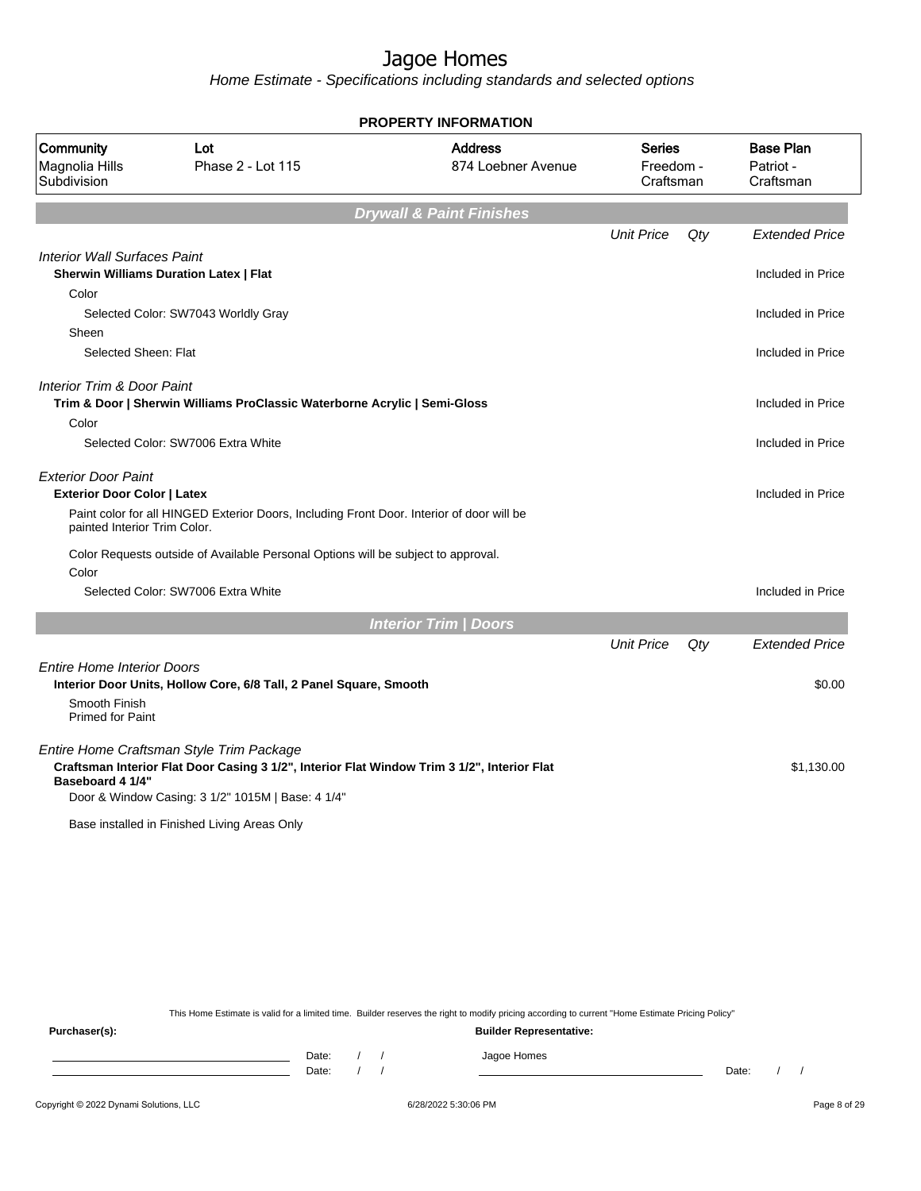# Jagoe Homes

Home Estimate - Specifications including standards and selected options

**PROPERTY INFORMATION**

| Community | Lot | Address | Series | Base Plan |
|---|---|---|---|---|
| Magnolia Hills Subdivision | Phase 2 - Lot 115 | 874 Loebner Avenue | Freedom - Craftsman | Patriot - Craftsman |

## Drywall & Paint Finishes

| | Unit Price | Qty | Extended Price |
|---|---|---|---|
| *Interior Wall Surfaces Paint* | | | |
| **Sherwin Williams Duration Latex \| Flat** | | | Included in Price |
| Color | | | |
| Selected Color: SW7043 Worldly Gray | | | Included in Price |
| Sheen | | | |
| Selected Sheen: Flat | | | Included in Price |
| *Interior Trim & Door Paint* | | | |
| **Trim & Door \| Sherwin Williams ProClassic Waterborne Acrylic \| Semi-Gloss** | | | Included in Price |
| Color | | | |
| Selected Color: SW7006 Extra White | | | Included in Price |
| *Exterior Door Paint* | | | |
| **Exterior Door Color \| Latex** | | | Included in Price |
| Paint color for all HINGED Exterior Doors, Including Front Door. Interior of door will be painted Interior Trim Color. | | | |
| Color Requests outside of Available Personal Options will be subject to approval. | | | |
| Color | | | |
| Selected Color: SW7006 Extra White | | | Included in Price |

## Interior Trim | Doors

| | Unit Price | Qty | Extended Price |
|---|---|---|---|
| *Entire Home Interior Doors* | | | |
| **Interior Door Units, Hollow Core, 6/8 Tall, 2 Panel Square, Smooth** | | | $0.00 |
| Smooth Finish<br>Primed for Paint | | | |
| *Entire Home Craftsman Style Trim Package* | | | |
| **Craftsman Interior Flat Door Casing 3 1/2", Interior Flat Window Trim 3 1/2", Interior Flat Baseboard 4 1/4"** | | | $1,130.00 |
| Door & Window Casing: 3 1/2" 1015M \| Base: 4 1/4" | | | |
| Base installed in Finished Living Areas Only | | | |

This Home Estimate is valid for a limited time. Builder reserves the right to modify pricing according to current "Home Estimate Pricing Policy"

**Purchaser(s):** Date: / / Date: / /

**Builder Representative:** Jagoe Homes Date: / /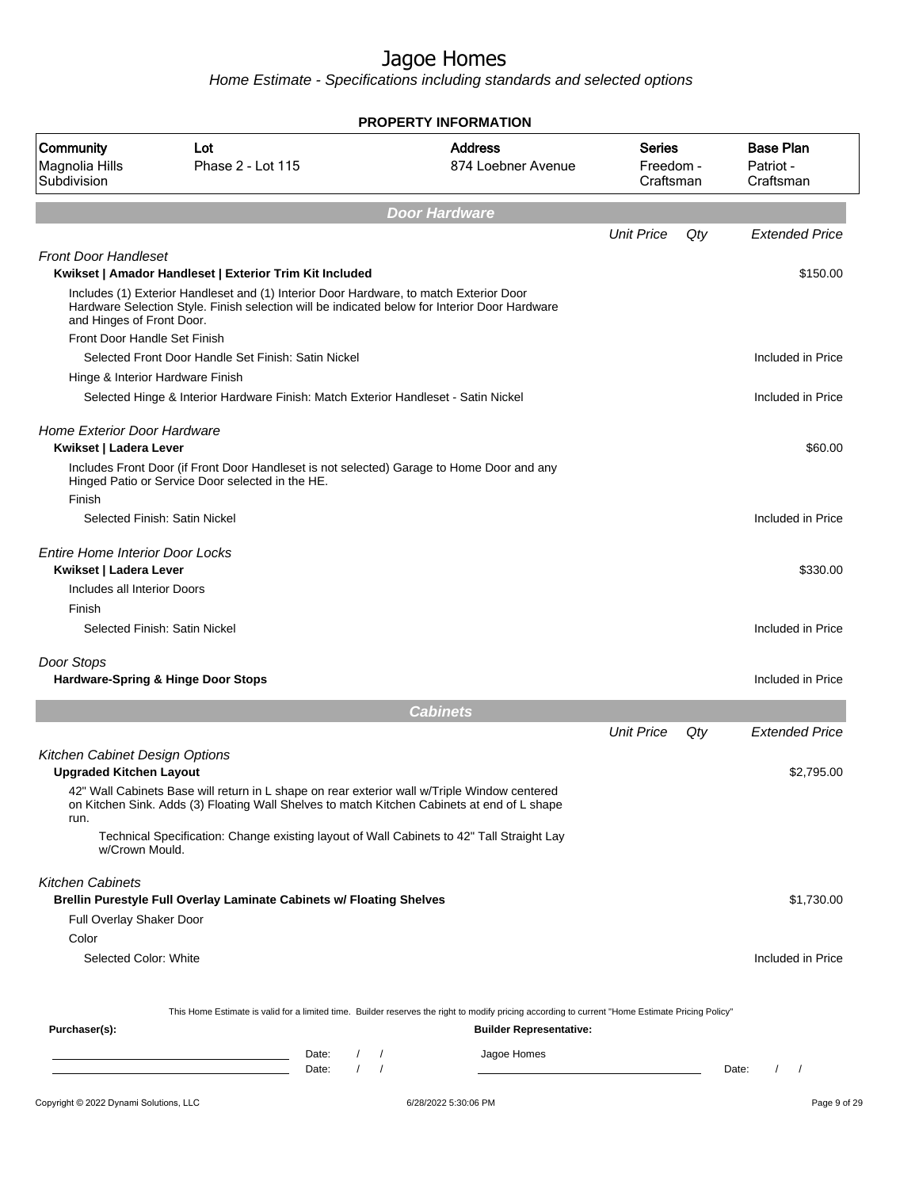# Jagoe Homes

Home Estimate - Specifications including standards and selected options

**PROPERTY INFORMATION**

| Community | Lot | Address | Series | Base Plan |
|---|---|---|---|---|
| Magnolia Hills Subdivision | Phase 2 - Lot 115 | 874 Loebner Avenue | Freedom - Craftsman | Patriot - Craftsman |

## Door Hardware

| | Unit Price | Qty | Extended Price |
|---|---|---|---|
| *Front Door Handleset* | | | |
| **Kwikset \| Amador Handleset \| Exterior Trim Kit Included** | | | $150.00 |
| Includes (1) Exterior Handleset and (1) Interior Door Hardware, to match Exterior Door Hardware Selection Style. Finish selection will be indicated below for Interior Door Hardware and Hinges of Front Door. | | | |
| Front Door Handle Set Finish | | | |
| Selected Front Door Handle Set Finish: Satin Nickel | | | Included in Price |
| Hinge & Interior Hardware Finish | | | |
| Selected Hinge & Interior Hardware Finish: Match Exterior Handleset - Satin Nickel | | | Included in Price |
| *Home Exterior Door Hardware* | | | |
| **Kwikset \| Ladera Lever** | | | $60.00 |
| Includes Front Door (if Front Door Handleset is not selected) Garage to Home Door and any Hinged Patio or Service Door selected in the HE. | | | |
| Finish | | | |
| Selected Finish: Satin Nickel | | | Included in Price |
| *Entire Home Interior Door Locks* | | | |
| **Kwikset \| Ladera Lever** | | | $330.00 |
| Includes all Interior Doors | | | |
| Finish | | | |
| Selected Finish: Satin Nickel | | | Included in Price |
| *Door Stops* | | | |
| **Hardware-Spring & Hinge Door Stops** | | | Included in Price |

## Cabinets

| | Unit Price | Qty | Extended Price |
|---|---|---|---|
| *Kitchen Cabinet Design Options* | | | |
| **Upgraded Kitchen Layout** | | | $2,795.00 |
| 42" Wall Cabinets Base will return in L shape on rear exterior wall w/Triple Window centered on Kitchen Sink. Adds (3) Floating Wall Shelves to match Kitchen Cabinets at end of L shape run. | | | |
| Technical Specification: Change existing layout of Wall Cabinets to 42" Tall Straight Lay w/Crown Mould. | | | |
| *Kitchen Cabinets* | | | |
| **Brellin Purestyle Full Overlay Laminate Cabinets w/ Floating Shelves** | | | $1,730.00 |
| Full Overlay Shaker Door | | | |
| Color | | | |
| Selected Color: White | | | Included in Price |

This Home Estimate is valid for a limited time. Builder reserves the right to modify pricing according to current "Home Estimate Pricing Policy"

**Purchaser(s):** Date: / / Date: / /

**Builder Representative:** Jagoe Homes Date: / /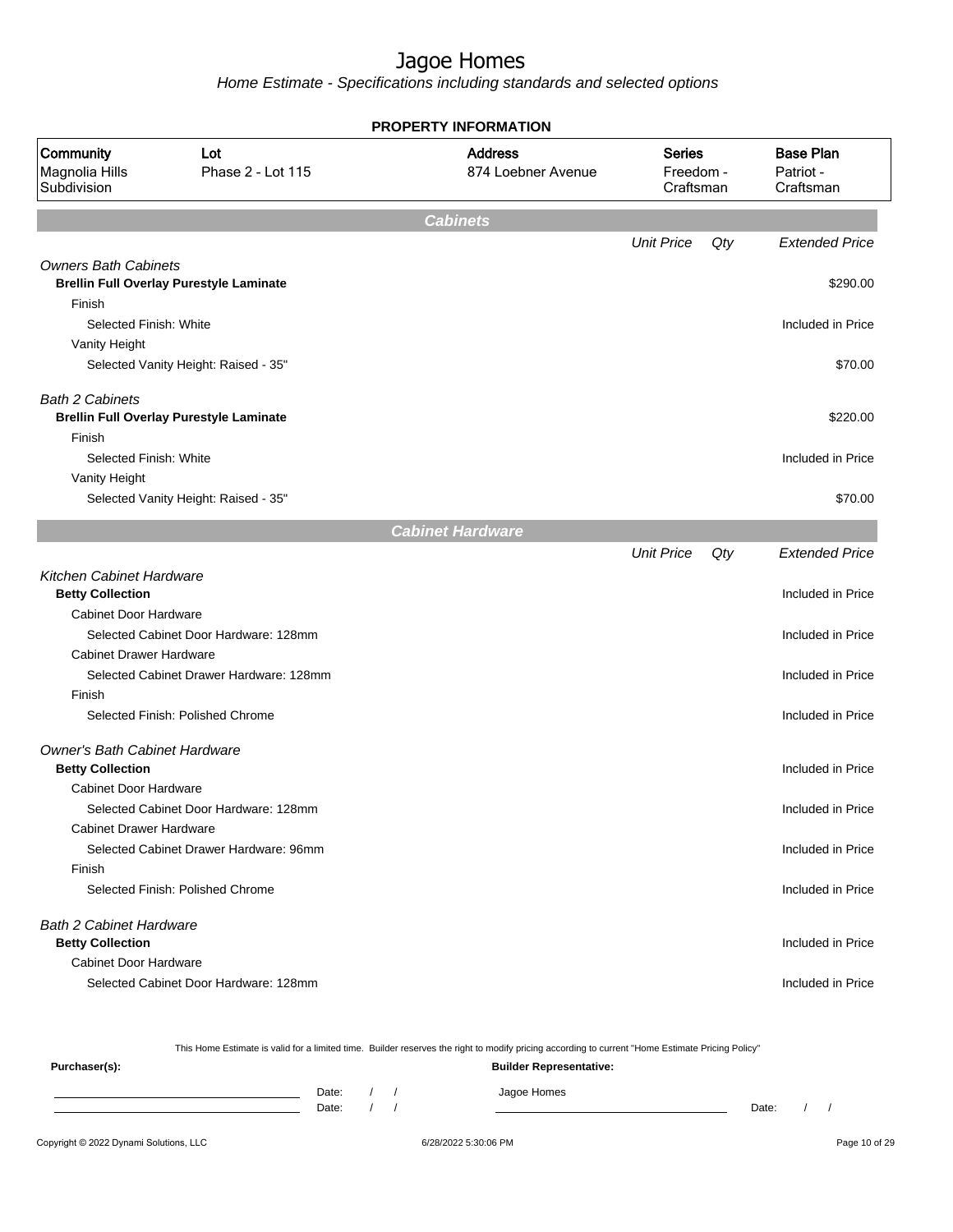# Jagoe Homes

*Home Estimate - Specifications including standards and selected options*

**PROPERTY INFORMATION**

| Community | Lot | Address | Series | Base Plan |
|---|---|---|---|---|
| Magnolia Hills Subdivision | Phase 2 - Lot 115 | 874 Loebner Avenue | Freedom - Craftsman | Patriot - Craftsman |

## Cabinets

| | Unit Price | Qty | Extended Price |
|---|---|---|---|
| *Owners Bath Cabinets* | | | |
| **Brellin Full Overlay Purestyle Laminate** | | | $290.00 |
| Finish | | | |
| Selected Finish: White | | | Included in Price |
| Vanity Height | | | |
| Selected Vanity Height: Raised - 35" | | | $70.00 |
| *Bath 2 Cabinets* | | | |
| **Brellin Full Overlay Purestyle Laminate** | | | $220.00 |
| Finish | | | |
| Selected Finish: White | | | Included in Price |
| Vanity Height | | | |
| Selected Vanity Height: Raised - 35" | | | $70.00 |

## Cabinet Hardware

| | Unit Price | Qty | Extended Price |
|---|---|---|---|
| *Kitchen Cabinet Hardware* | | | |
| **Betty Collection** | | | Included in Price |
| Cabinet Door Hardware | | | |
| Selected Cabinet Door Hardware: 128mm | | | Included in Price |
| Cabinet Drawer Hardware | | | |
| Selected Cabinet Drawer Hardware: 128mm | | | Included in Price |
| Finish | | | |
| Selected Finish: Polished Chrome | | | Included in Price |
| *Owner's Bath Cabinet Hardware* | | | |
| **Betty Collection** | | | Included in Price |
| Cabinet Door Hardware | | | |
| Selected Cabinet Door Hardware: 128mm | | | Included in Price |
| Cabinet Drawer Hardware | | | |
| Selected Cabinet Drawer Hardware: 96mm | | | Included in Price |
| Finish | | | |
| Selected Finish: Polished Chrome | | | Included in Price |
| *Bath 2 Cabinet Hardware* | | | |
| **Betty Collection** | | | Included in Price |
| Cabinet Door Hardware | | | |
| Selected Cabinet Door Hardware: 128mm | | | Included in Price |

This Home Estimate is valid for a limited time. Builder reserves the right to modify pricing according to current "Home Estimate Pricing Policy"

**Purchaser(s):** Date: / / Date: / /

**Builder Representative:** Jagoe Homes Date: / /

Copyright © 2022 Dynami Solutions, LLC 6/28/2022 5:30:06 PM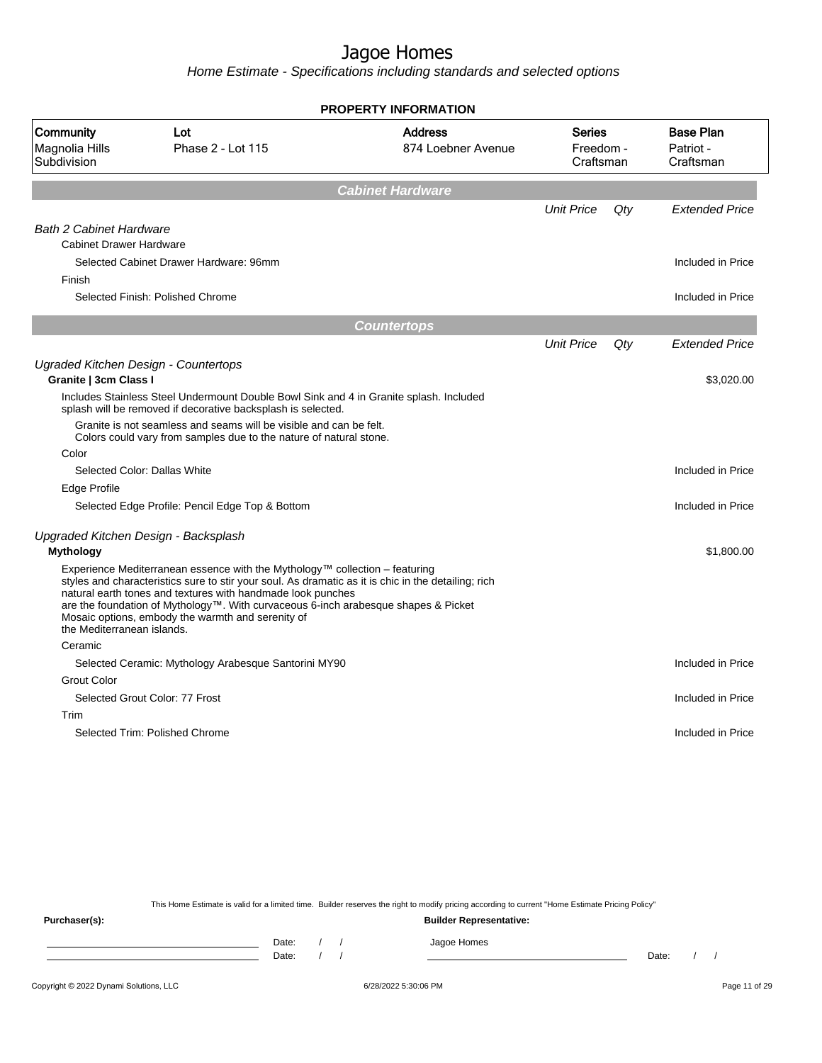# Jagoe Homes

*Home Estimate - Specifications including standards and selected options*

**PROPERTY INFORMATION**

| Community | Lot | Address | Series | Base Plan |
|---|---|---|---|---|
| Magnolia Hills Subdivision | Phase 2 - Lot 115 | 874 Loebner Avenue | Freedom - Craftsman | Patriot - Craftsman |

## Cabinet Hardware

| | Unit Price | Qty | Extended Price |
|---|---|---|---|
| *Bath 2 Cabinet Hardware* | | | |
| Cabinet Drawer Hardware | | | |
| Selected Cabinet Drawer Hardware: 96mm | | | Included in Price |
| Finish | | | |
| Selected Finish: Polished Chrome | | | Included in Price |

## Countertops

| | Unit Price | Qty | Extended Price |
|---|---|---|---|
| *Ugraded Kitchen Design - Countertops* | | | |
| **Granite \| 3cm Class I** | | | $3,020.00 |
| Includes Stainless Steel Undermount Double Bowl Sink and 4 in Granite splash. Included splash will be removed if decorative backsplash is selected. | | | |
| Granite is not seamless and seams will be visible and can be felt. Colors could vary from samples due to the nature of natural stone. | | | |
| Color | | | |
| Selected Color: Dallas White | | | Included in Price |
| Edge Profile | | | |
| Selected Edge Profile: Pencil Edge Top & Bottom | | | Included in Price |
| *Upgraded Kitchen Design - Backsplash* | | | |
| **Mythology** | | | $1,800.00 |
| Experience Mediterranean essence with the Mythology™ collection – featuring styles and characteristics sure to stir your soul. As dramatic as it is chic in the detailing; rich natural earth tones and textures with handmade look punches are the foundation of Mythology™. With curvaceous 6-inch arabesque shapes & Picket Mosaic options, embody the warmth and serenity of the Mediterranean islands. | | | |
| Ceramic | | | |
| Selected Ceramic: Mythology Arabesque Santorini MY90 | | | Included in Price |
| Grout Color | | | |
| Selected Grout Color: 77 Frost | | | Included in Price |
| Trim | | | |
| Selected Trim: Polished Chrome | | | Included in Price |

This Home Estimate is valid for a limited time. Builder reserves the right to modify pricing according to current "Home Estimate Pricing Policy"

**Purchaser(s):** Date: / / Date: / /

**Builder Representative:** Jagoe Homes Date: / /

Copyright © 2022 Dynami Solutions, LLC 6/28/2022 5:30:06 PM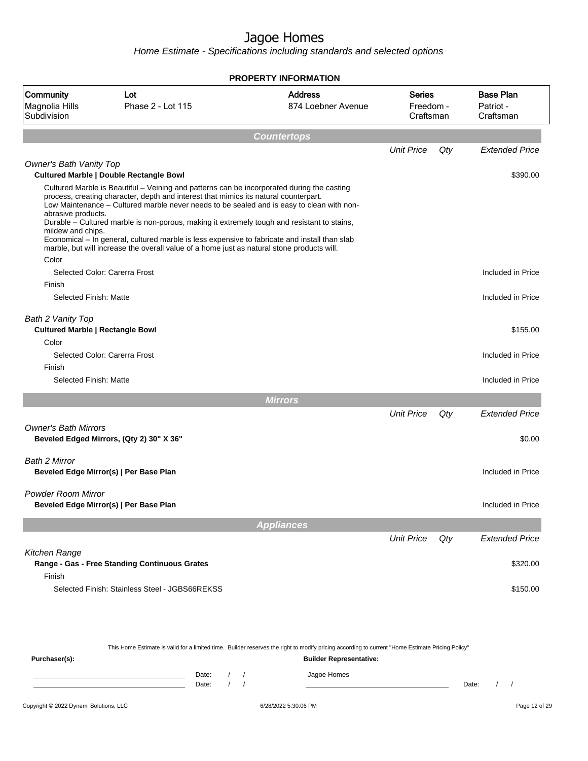# Jagoe Homes

*Home Estimate - Specifications including standards and selected options*

**PROPERTY INFORMATION**

| Community | Lot | Address | Series | Base Plan |
|---|---|---|---|---|
| Magnolia Hills Subdivision | Phase 2 - Lot 115 | 874 Loebner Avenue | Freedom - Craftsman | Patriot - Craftsman |

## Countertops

| | Unit Price | Qty | Extended Price |
|---|---|---|---|
| *Owner's Bath Vanity Top* | | | |
| **Cultured Marble \| Double Rectangle Bowl** | | | $390.00 |
| Cultured Marble is Beautiful – Veining and patterns can be incorporated during the casting process, creating character, depth and interest that mimics its natural counterpart. Low Maintenance – Cultured marble never needs to be sealed and is easy to clean with non-abrasive products. Durable – Cultured marble is non-porous, making it extremely tough and resistant to stains, mildew and chips. Economical – In general, cultured marble is less expensive to fabricate and install than slab marble, but will increase the overall value of a home just as natural stone products will. | | | |
| Color | | | |
| Selected Color: Carerra Frost | | | Included in Price |
| Finish | | | |
| Selected Finish: Matte | | | Included in Price |
| *Bath 2 Vanity Top* | | | |
| **Cultured Marble \| Rectangle Bowl** | | | $155.00 |
| Color | | | |
| Selected Color: Carerra Frost | | | Included in Price |
| Finish | | | |
| Selected Finish: Matte | | | Included in Price |

## Mirrors

| | Unit Price | Qty | Extended Price |
|---|---|---|---|
| *Owner's Bath Mirrors* | | | |
| **Beveled Edged Mirrors, (Qty 2) 30" X 36"** | | | $0.00 |
| *Bath 2 Mirror* | | | |
| **Beveled Edge Mirror(s) \| Per Base Plan** | | | Included in Price |
| *Powder Room Mirror* | | | |
| **Beveled Edge Mirror(s) \| Per Base Plan** | | | Included in Price |

## Appliances

| | Unit Price | Qty | Extended Price |
|---|---|---|---|
| *Kitchen Range* | | | |
| **Range - Gas - Free Standing Continuous Grates** | | | $320.00 |
| Finish | | | |
| Selected Finish: Stainless Steel - JGBS66REKSS | | | $150.00 |

This Home Estimate is valid for a limited time. Builder reserves the right to modify pricing according to current "Home Estimate Pricing Policy"

**Purchaser(s):** Date: / / Date: / /

**Builder Representative:** Jagoe Homes Date: / /

Copyright © 2022 Dynami Solutions, LLC 6/28/2022 5:30:06 PM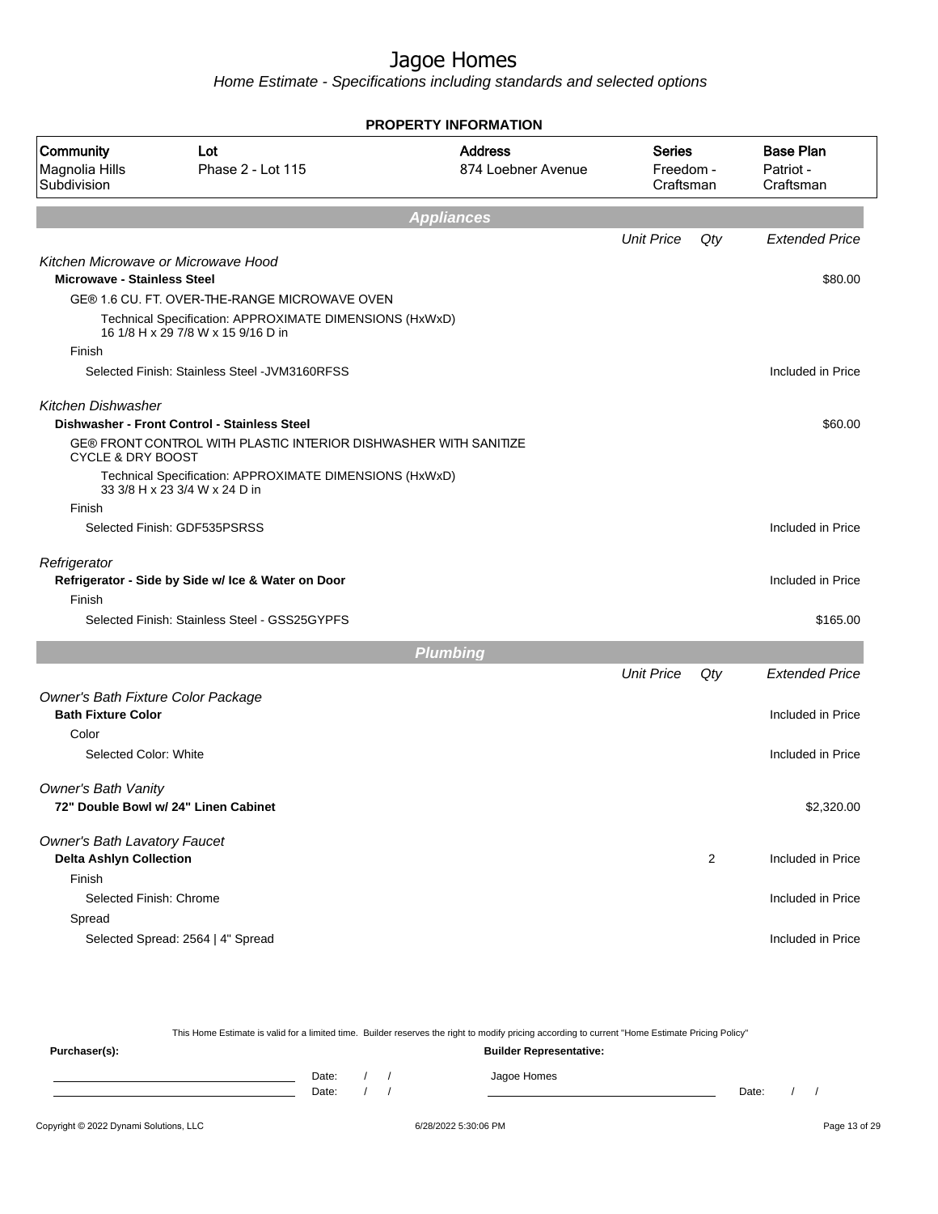# Jagoe Homes

*Home Estimate - Specifications including standards and selected options*

**PROPERTY INFORMATION**

| Community | Lot | Address | Series | Base Plan |
|---|---|---|---|---|
| Magnolia Hills Subdivision | Phase 2 - Lot 115 | 874 Loebner Avenue | Freedom - Craftsman | Patriot - Craftsman |

## Appliances

| | Unit Price | Qty | Extended Price |
|---|---|---|---|
| *Kitchen Microwave or Microwave Hood* | | | |
| **Microwave - Stainless Steel** | | | $80.00 |
| GE® 1.6 CU. FT. OVER-THE-RANGE MICROWAVE OVEN | | | |
| Technical Specification: APPROXIMATE DIMENSIONS (HxWxD) 16 1/8 H x 29 7/8 W x 15 9/16 D in | | | |
| Finish | | | |
| Selected Finish: Stainless Steel -JVM3160RFSS | | | Included in Price |
| *Kitchen Dishwasher* | | | |
| **Dishwasher - Front Control - Stainless Steel** | | | $60.00 |
| GE® FRONT CONTROL WITH PLASTIC INTERIOR DISHWASHER WITH SANITIZE CYCLE & DRY BOOST | | | |
| Technical Specification: APPROXIMATE DIMENSIONS (HxWxD) 33 3/8 H x 23 3/4 W x 24 D in | | | |
| Finish | | | |
| Selected Finish: GDF535PSRSS | | | Included in Price |
| *Refrigerator* | | | |
| **Refrigerator - Side by Side w/ Ice & Water on Door** | | | Included in Price |
| Finish | | | |
| Selected Finish: Stainless Steel - GSS25GYPFS | | | $165.00 |

## Plumbing

| | Unit Price | Qty | Extended Price |
|---|---|---|---|
| *Owner's Bath Fixture Color Package* | | | |
| **Bath Fixture Color** | | | Included in Price |
| Color | | | |
| Selected Color: White | | | Included in Price |
| *Owner's Bath Vanity* | | | |
| **72" Double Bowl w/ 24" Linen Cabinet** | | | $2,320.00 |
| *Owner's Bath Lavatory Faucet* | | | |
| **Delta Ashlyn Collection** | | 2 | Included in Price |
| Finish | | | |
| Selected Finish: Chrome | | | Included in Price |
| Spread | | | |
| Selected Spread: 2564 \| 4" Spread | | | Included in Price |

This Home Estimate is valid for a limited time. Builder reserves the right to modify pricing according to current "Home Estimate Pricing Policy"

**Purchaser(s):** Date: / / Date: / /

**Builder Representative:** Jagoe Homes Date: / /

Copyright © 2022 Dynami Solutions, LLC 6/28/2022 5:30:06 PM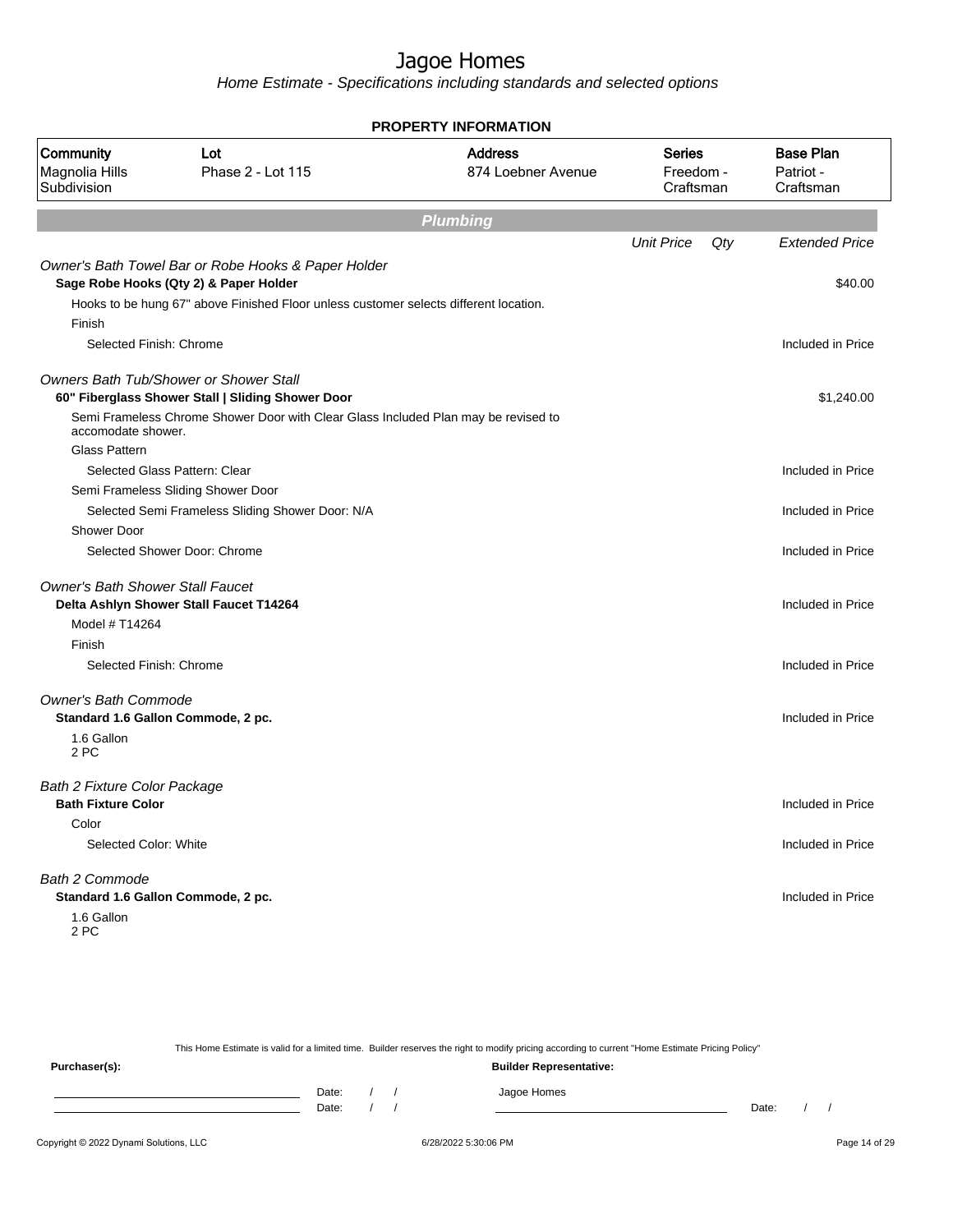# Jagoe Homes

Home Estimate - Specifications including standards and selected options

**PROPERTY INFORMATION**

| Community | Lot | Address | Series | Base Plan |
|---|---|---|---|---|
| Magnolia Hills Subdivision | Phase 2 - Lot 115 | 874 Loebner Avenue | Freedom - Craftsman | Patriot - Craftsman |

## Plumbing

| | Unit Price | Qty | Extended Price |
|---|---|---|---|
| *Owner's Bath Towel Bar or Robe Hooks & Paper Holder* | | | |
| **Sage Robe Hooks (Qty 2) & Paper Holder** | | | $40.00 |
| Hooks to be hung 67" above Finished Floor unless customer selects different location. | | | |
| Finish | | | |
| Selected Finish: Chrome | | | Included in Price |
| *Owners Bath Tub/Shower or Shower Stall* | | | |
| **60" Fiberglass Shower Stall \| Sliding Shower Door** | | | $1,240.00 |
| Semi Frameless Chrome Shower Door with Clear Glass Included Plan may be revised to accomodate shower. | | | |
| Glass Pattern | | | |
| Selected Glass Pattern: Clear | | | Included in Price |
| Semi Frameless Sliding Shower Door | | | |
| Selected Semi Frameless Sliding Shower Door: N/A | | | Included in Price |
| Shower Door | | | |
| Selected Shower Door: Chrome | | | Included in Price |
| *Owner's Bath Shower Stall Faucet* | | | |
| **Delta Ashlyn Shower Stall Faucet T14264** | | | Included in Price |
| Model # T14264 | | | |
| Finish | | | |
| Selected Finish: Chrome | | | Included in Price |
| *Owner's Bath Commode* | | | |
| **Standard 1.6 Gallon Commode, 2 pc.** | | | Included in Price |
| 1.6 Gallon 2 PC | | | |
| *Bath 2 Fixture Color Package* | | | |
| **Bath Fixture Color** | | | Included in Price |
| Color | | | |
| Selected Color: White | | | Included in Price |
| *Bath 2 Commode* | | | |
| **Standard 1.6 Gallon Commode, 2 pc.** | | | Included in Price |
| 1.6 Gallon 2 PC | | | |

This Home Estimate is valid for a limited time. Builder reserves the right to modify pricing according to current "Home Estimate Pricing Policy"

**Purchaser(s):** **Builder Representative:**

Date: / /
Date: / /

Jagoe Homes

Date: / /

Copyright © 2022 Dynami Solutions, LLC 6/28/2022 5:30:06 PM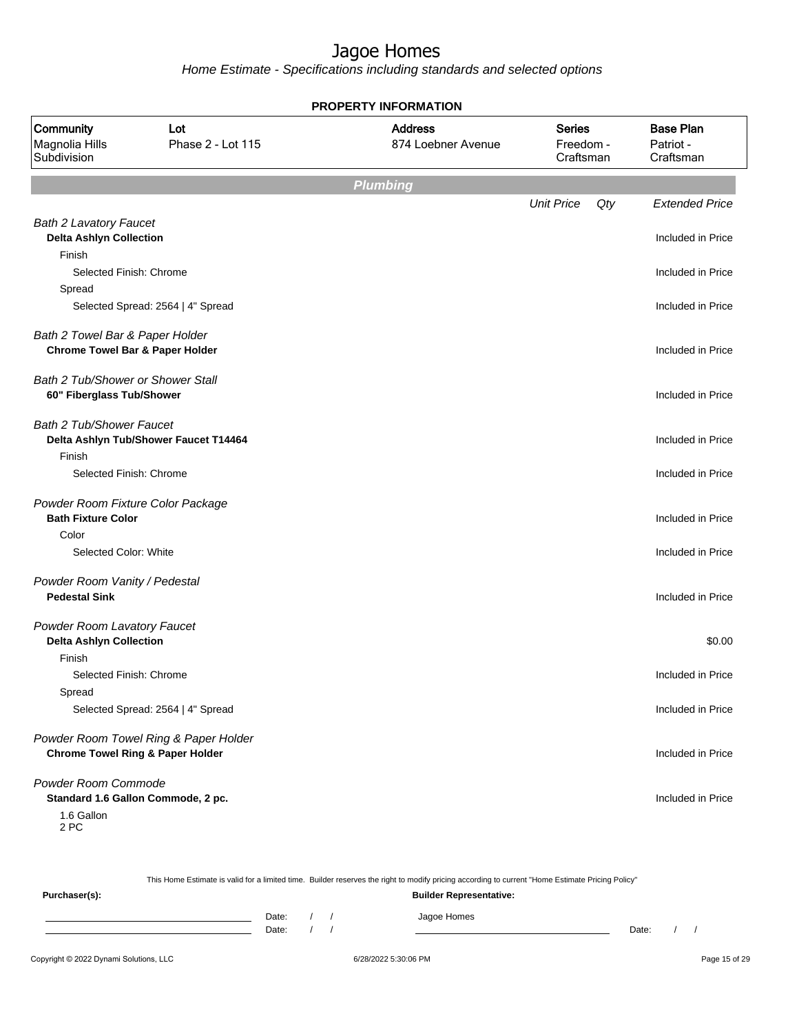# Jagoe Homes

Home Estimate - Specifications including standards and selected options

**PROPERTY INFORMATION**

| Community | Lot | Address | Series | Base Plan |
|---|---|---|---|---|
| Magnolia Hills Subdivision | Phase 2 - Lot 115 | 874 Loebner Avenue | Freedom - Craftsman | Patriot - Craftsman |

## Plumbing

| | Unit Price | Qty | Extended Price |
|---|---|---|---|
| *Bath 2 Lavatory Faucet* | | | |
| **Delta Ashlyn Collection** | | | Included in Price |
| Finish | | | |
| Selected Finish: Chrome | | | Included in Price |
| Spread | | | |
| Selected Spread: 2564 \| 4" Spread | | | Included in Price |
| *Bath 2 Towel Bar & Paper Holder* | | | |
| **Chrome Towel Bar & Paper Holder** | | | Included in Price |
| *Bath 2 Tub/Shower or Shower Stall* | | | |
| **60" Fiberglass Tub/Shower** | | | Included in Price |
| *Bath 2 Tub/Shower Faucet* | | | |
| **Delta Ashlyn Tub/Shower Faucet T14464** | | | Included in Price |
| Finish | | | |
| Selected Finish: Chrome | | | Included in Price |
| *Powder Room Fixture Color Package* | | | |
| **Bath Fixture Color** | | | Included in Price |
| Color | | | |
| Selected Color: White | | | Included in Price |
| *Powder Room Vanity / Pedestal* | | | |
| **Pedestal Sink** | | | Included in Price |
| *Powder Room Lavatory Faucet* | | | |
| **Delta Ashlyn Collection** | | | $0.00 |
| Finish | | | |
| Selected Finish: Chrome | | | Included in Price |
| Spread | | | |
| Selected Spread: 2564 \| 4" Spread | | | Included in Price |
| *Powder Room Towel Ring & Paper Holder* | | | |
| **Chrome Towel Ring & Paper Holder** | | | Included in Price |
| *Powder Room Commode* | | | |
| **Standard 1.6 Gallon Commode, 2 pc.** | | | Included in Price |
| 1.6 Gallon<br>2 PC | | | |

This Home Estimate is valid for a limited time. Builder reserves the right to modify pricing according to current "Home Estimate Pricing Policy"

**Purchaser(s):** **Builder Representative:**

Date: / / Jagoe Homes
Date: / / Date: / /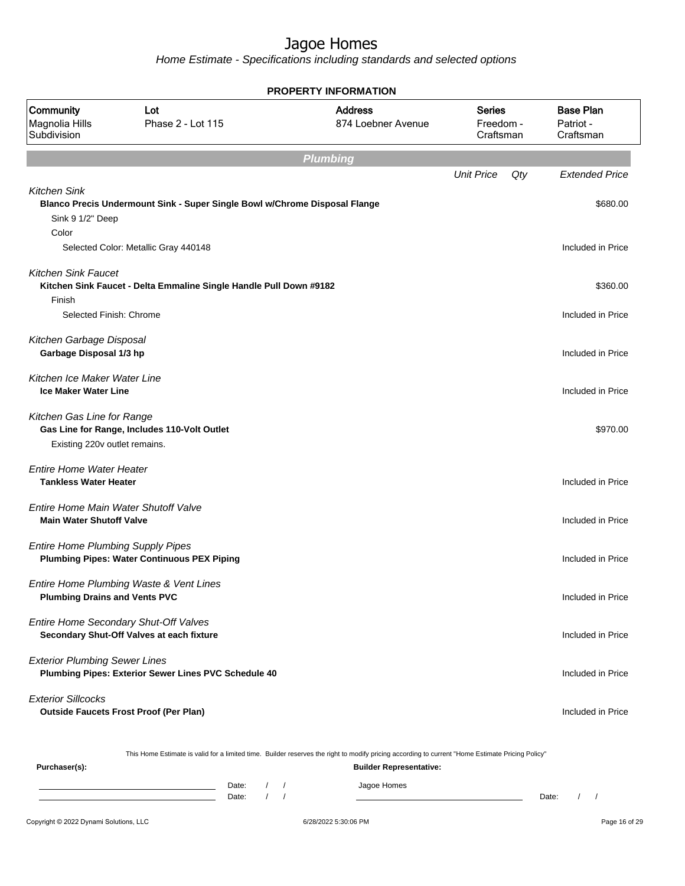# Jagoe Homes

*Home Estimate - Specifications including standards and selected options*

## PROPERTY INFORMATION

| Community | Lot | Address | Series | Base Plan |
|---|---|---|---|---|
| Magnolia Hills Subdivision | Phase 2 - Lot 115 | 874 Loebner Avenue | Freedom - Craftsman | Patriot - Craftsman |

## Plumbing

| | Unit Price | Qty | Extended Price |
|---|---|---|---|
| *Kitchen Sink* | | | |
| **Blanco Precis Undermount Sink - Super Single Bowl w/Chrome Disposal Flange** | | | $680.00 |
| Sink 9 1/2" Deep | | | |
| Color | | | |
| Selected Color: Metallic Gray 440148 | | | Included in Price |
| *Kitchen Sink Faucet* | | | |
| **Kitchen Sink Faucet - Delta Emmaline Single Handle Pull Down #9182** | | | $360.00 |
| Finish | | | |
| Selected Finish: Chrome | | | Included in Price |
| *Kitchen Garbage Disposal* | | | |
| **Garbage Disposal 1/3 hp** | | | Included in Price |
| *Kitchen Ice Maker Water Line* | | | |
| **Ice Maker Water Line** | | | Included in Price |
| *Kitchen Gas Line for Range* | | | |
| **Gas Line for Range, Includes 110-Volt Outlet** | | | $970.00 |
| Existing 220v outlet remains. | | | |
| *Entire Home Water Heater* | | | |
| **Tankless Water Heater** | | | Included in Price |
| *Entire Home Main Water Shutoff Valve* | | | |
| **Main Water Shutoff Valve** | | | Included in Price |
| *Entire Home Plumbing Supply Pipes* | | | |
| **Plumbing Pipes: Water Continuous PEX Piping** | | | Included in Price |
| *Entire Home Plumbing Waste & Vent Lines* | | | |
| **Plumbing Drains and Vents PVC** | | | Included in Price |
| *Entire Home Secondary Shut-Off Valves* | | | |
| **Secondary Shut-Off Valves at each fixture** | | | Included in Price |
| *Exterior Plumbing Sewer Lines* | | | |
| **Plumbing Pipes: Exterior Sewer Lines PVC Schedule 40** | | | Included in Price |
| *Exterior Sillcocks* | | | |
| **Outside Faucets Frost Proof (Per Plan)** | | | Included in Price |

This Home Estimate is valid for a limited time. Builder reserves the right to modify pricing according to current "Home Estimate Pricing Policy"

**Purchaser(s):**

\_\_\_\_\_\_\_\_\_\_\_\_\_\_\_\_\_\_\_\_ Date: / /

\_\_\_\_\_\_\_\_\_\_\_\_\_\_\_\_\_\_\_\_ Date: / /

**Builder Representative:**

Jagoe Homes

\_\_\_\_\_\_\_\_\_\_\_\_\_\_\_\_\_\_\_\_ Date: / /

Copyright © 2022 Dynami Solutions, LLC 6/28/2022 5:30:06 PM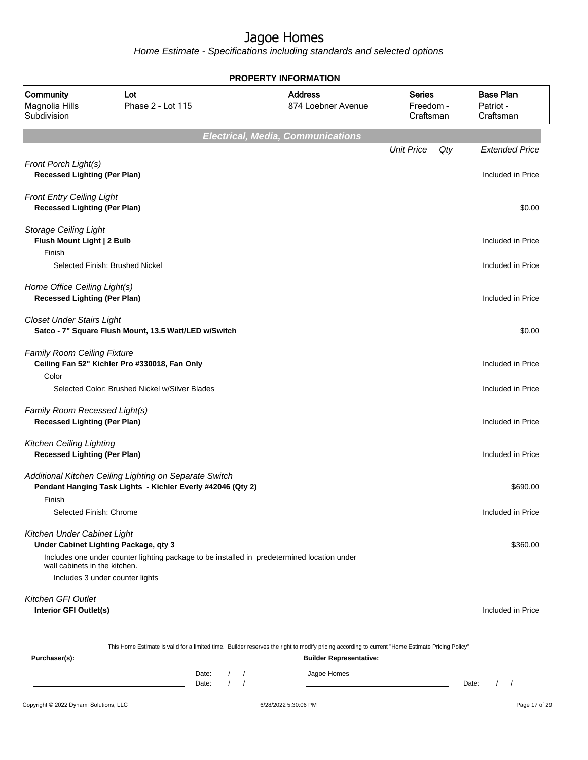# Jagoe Homes

*Home Estimate - Specifications including standards and selected options*

**PROPERTY INFORMATION**

| Community | Lot | Address | Series | Base Plan |
|---|---|---|---|---|
| Magnolia Hills Subdivision | Phase 2 - Lot 115 | 874 Loebner Avenue | Freedom - Craftsman | Patriot - Craftsman |

## *Electrical, Media, Communications*

| | Unit Price | Qty | Extended Price |
|---|---|---|---|
| *Front Porch Light(s)* | | | |
| **Recessed Lighting (Per Plan)** | | | Included in Price |
| *Front Entry Ceiling Light* | | | |
| **Recessed Lighting (Per Plan)** | | | $0.00 |
| *Storage Ceiling Light* | | | |
| **Flush Mount Light \| 2 Bulb** | | | Included in Price |
| Finish | | | |
| Selected Finish: Brushed Nickel | | | Included in Price |
| *Home Office Ceiling Light(s)* | | | |
| **Recessed Lighting (Per Plan)** | | | Included in Price |
| *Closet Under Stairs Light* | | | |
| **Satco - 7" Square Flush Mount, 13.5 Watt/LED w/Switch** | | | $0.00 |
| *Family Room Ceiling Fixture* | | | |
| **Ceiling Fan 52" Kichler Pro #330018, Fan Only** | | | Included in Price |
| Color | | | |
| Selected Color: Brushed Nickel w/Silver Blades | | | Included in Price |
| *Family Room Recessed Light(s)* | | | |
| **Recessed Lighting (Per Plan)** | | | Included in Price |
| *Kitchen Ceiling Lighting* | | | |
| **Recessed Lighting (Per Plan)** | | | Included in Price |
| *Additional Kitchen Ceiling Lighting on Separate Switch* | | | |
| **Pendant Hanging Task Lights - Kichler Everly #42046 (Qty 2)** | | | $690.00 |
| Finish | | | |
| Selected Finish: Chrome | | | Included in Price |
| *Kitchen Under Cabinet Light* | | | |
| **Under Cabinet Lighting Package, qty 3** | | | $360.00 |
| Includes one under counter lighting package to be installed in predetermined location under wall cabinets in the kitchen. | | | |
| Includes 3 under counter lights | | | |
| *Kitchen GFI Outlet* | | | |
| **Interior GFI Outlet(s)** | | | Included in Price |

This Home Estimate is valid for a limited time. Builder reserves the right to modify pricing according to current "Home Estimate Pricing Policy"

**Purchaser(s):**

Date: / /

Date: / /

**Builder Representative:**

Jagoe Homes

Date: / /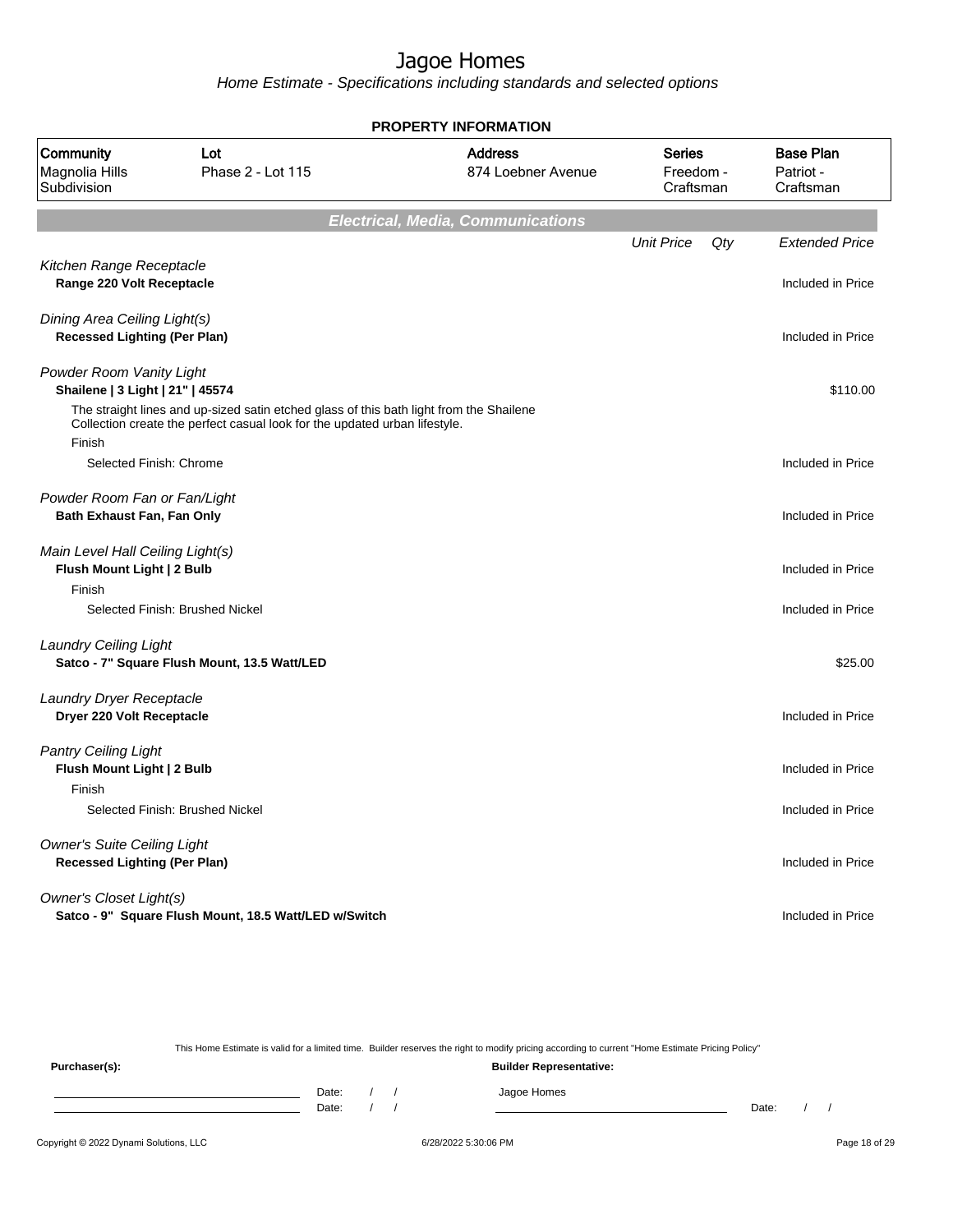# Jagoe Homes

*Home Estimate - Specifications including standards and selected options*

## PROPERTY INFORMATION

| Community | Lot | Address | Series | Base Plan |
|---|---|---|---|---|
| Magnolia Hills Subdivision | Phase 2 - Lot 115 | 874 Loebner Avenue | Freedom - Craftsman | Patriot - Craftsman |

## Electrical, Media, Communications

| | Unit Price | Qty | Extended Price |
|---|---|---|---|
| *Kitchen Range Receptacle* | | | |
| **Range 220 Volt Receptacle** | | | Included in Price |
| *Dining Area Ceiling Light(s)* | | | |
| **Recessed Lighting (Per Plan)** | | | Included in Price |
| *Powder Room Vanity Light* | | | |
| **Shailene \| 3 Light \| 21" \| 45574** | | | $110.00 |
| The straight lines and up-sized satin etched glass of this bath light from the Shailene Collection create the perfect casual look for the updated urban lifestyle. | | | |
| Finish | | | |
| Selected Finish: Chrome | | | Included in Price |
| *Powder Room Fan or Fan/Light* | | | |
| **Bath Exhaust Fan, Fan Only** | | | Included in Price |
| *Main Level Hall Ceiling Light(s)* | | | |
| **Flush Mount Light \| 2 Bulb** | | | Included in Price |
| Finish | | | |
| Selected Finish: Brushed Nickel | | | Included in Price |
| *Laundry Ceiling Light* | | | |
| **Satco - 7" Square Flush Mount, 13.5 Watt/LED** | | | $25.00 |
| *Laundry Dryer Receptacle* | | | |
| **Dryer 220 Volt Receptacle** | | | Included in Price |
| *Pantry Ceiling Light* | | | |
| **Flush Mount Light \| 2 Bulb** | | | Included in Price |
| Finish | | | |
| Selected Finish: Brushed Nickel | | | Included in Price |
| *Owner's Suite Ceiling Light* | | | |
| **Recessed Lighting (Per Plan)** | | | Included in Price |
| *Owner's Closet Light(s)* | | | |
| **Satco - 9" Square Flush Mount, 18.5 Watt/LED w/Switch** | | | Included in Price |

This Home Estimate is valid for a limited time. Builder reserves the right to modify pricing according to current "Home Estimate Pricing Policy"

**Purchaser(s):** **Builder Representative:**

Date: / / Jagoe Homes
Date: / / Date: / /

Copyright © 2022 Dynami Solutions, LLC 6/28/2022 5:30:06 PM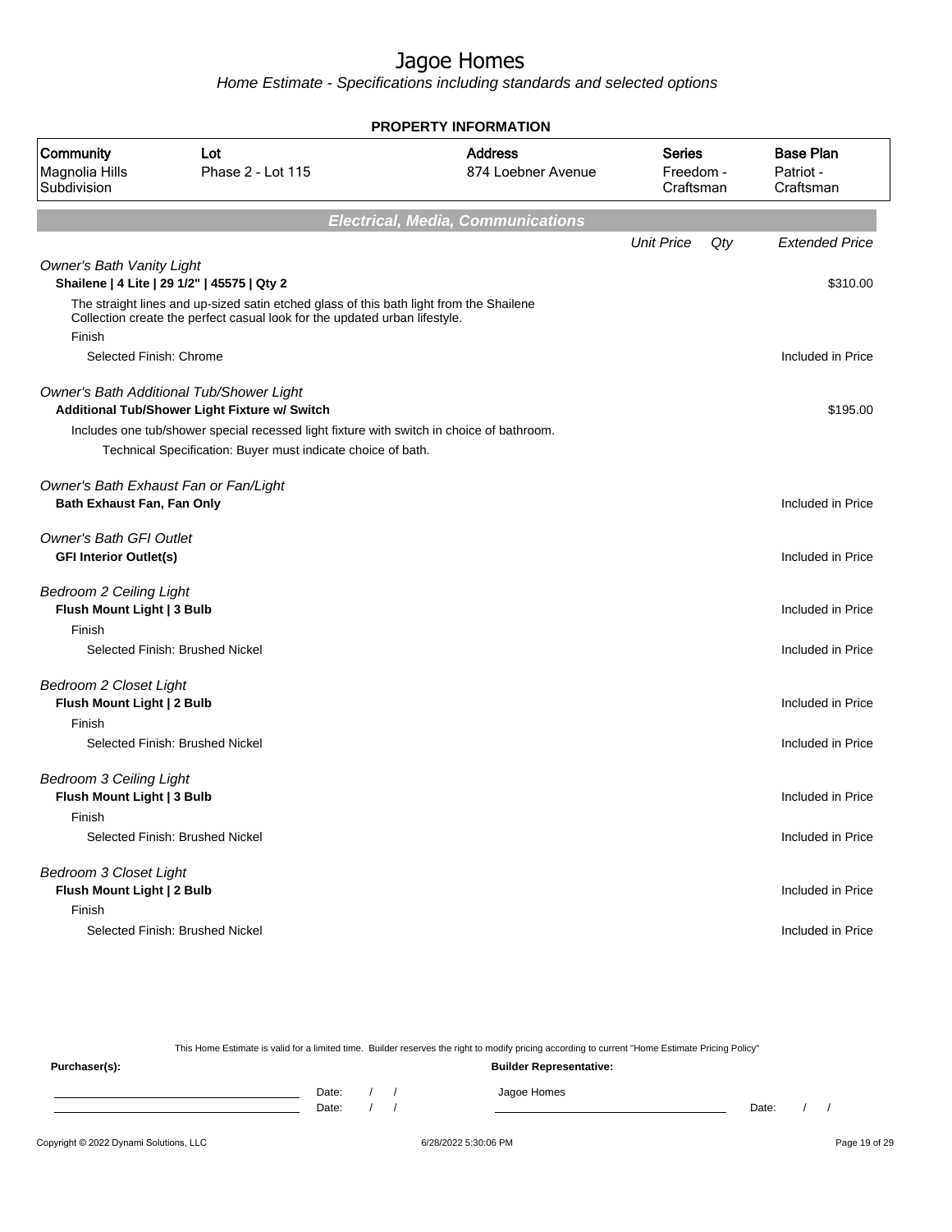# Jagoe Homes

*Home Estimate - Specifications including standards and selected options*

**PROPERTY INFORMATION**

| Community | Lot | Address | Series | Base Plan |
|---|---|---|---|---|
| Magnolia Hills Subdivision | Phase 2 - Lot 115 | 874 Loebner Avenue | Freedom - Craftsman | Patriot - Craftsman |

## Electrical, Media, Communications

| | Unit Price | Qty | Extended Price |
|---|---|---|---|
| *Owner's Bath Vanity Light* | | | |
| **Shailene \| 4 Lite \| 29 1/2" \| 45575 \| Qty 2** | | | $310.00 |
| The straight lines and up-sized satin etched glass of this bath light from the Shailene Collection create the perfect casual look for the updated urban lifestyle. | | | |
| Finish | | | |
| Selected Finish: Chrome | | | Included in Price |
| *Owner's Bath Additional Tub/Shower Light* | | | |
| **Additional Tub/Shower Light Fixture w/ Switch** | | | $195.00 |
| Includes one tub/shower special recessed light fixture with switch in choice of bathroom. | | | |
| Technical Specification: Buyer must indicate choice of bath. | | | |
| *Owner's Bath Exhaust Fan or Fan/Light* | | | |
| **Bath Exhaust Fan, Fan Only** | | | Included in Price |
| *Owner's Bath GFI Outlet* | | | |
| **GFI Interior Outlet(s)** | | | Included in Price |
| *Bedroom 2 Ceiling Light* | | | |
| **Flush Mount Light \| 3 Bulb** | | | Included in Price |
| Finish | | | |
| Selected Finish: Brushed Nickel | | | Included in Price |
| *Bedroom 2 Closet Light* | | | |
| **Flush Mount Light \| 2 Bulb** | | | Included in Price |
| Finish | | | |
| Selected Finish: Brushed Nickel | | | Included in Price |
| *Bedroom 3 Ceiling Light* | | | |
| **Flush Mount Light \| 3 Bulb** | | | Included in Price |
| Finish | | | |
| Selected Finish: Brushed Nickel | | | Included in Price |
| *Bedroom 3 Closet Light* | | | |
| **Flush Mount Light \| 2 Bulb** | | | Included in Price |
| Finish | | | |
| Selected Finish: Brushed Nickel | | | Included in Price |

This Home Estimate is valid for a limited time. Builder reserves the right to modify pricing according to current "Home Estimate Pricing Policy"

**Purchaser(s):**

Date: / /

Date: / /

**Builder Representative:**

Jagoe Homes

Date: / /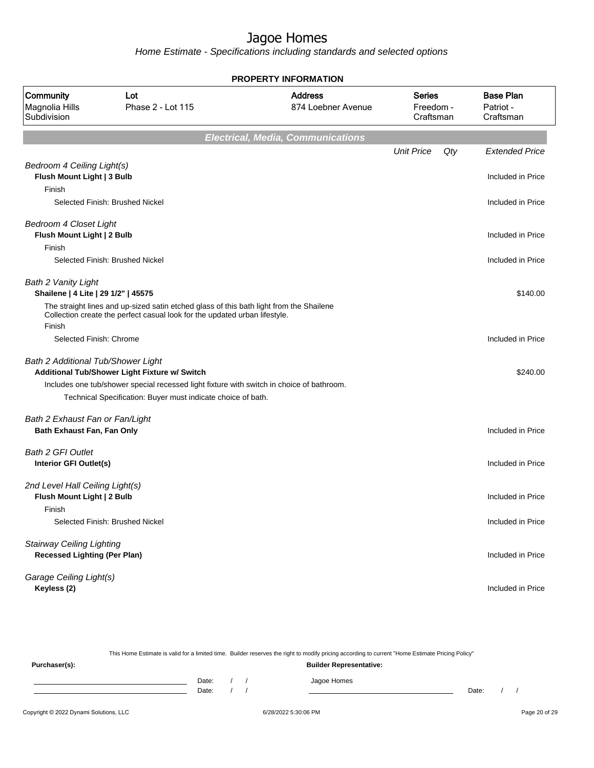# Jagoe Homes

*Home Estimate - Specifications including standards and selected options*

**PROPERTY INFORMATION**

| Community | Lot | Address | Series | Base Plan |
|---|---|---|---|---|
| Magnolia Hills Subdivision | Phase 2 - Lot 115 | 874 Loebner Avenue | Freedom - Craftsman | Patriot - Craftsman |

## Electrical, Media, Communications

| | Unit Price | Qty | Extended Price |
|---|---|---|---|
| *Bedroom 4 Ceiling Light(s)* | | | |
| **Flush Mount Light \| 3 Bulb** | | | Included in Price |
| Finish | | | |
| Selected Finish: Brushed Nickel | | | Included in Price |
| *Bedroom 4 Closet Light* | | | |
| **Flush Mount Light \| 2 Bulb** | | | Included in Price |
| Finish | | | |
| Selected Finish: Brushed Nickel | | | Included in Price |
| *Bath 2 Vanity Light* | | | |
| **Shailene \| 4 Lite \| 29 1/2" \| 45575** | | | $140.00 |
| The straight lines and up-sized satin etched glass of this bath light from the Shailene Collection create the perfect casual look for the updated urban lifestyle. | | | |
| Finish | | | |
| Selected Finish: Chrome | | | Included in Price |
| *Bath 2 Additional Tub/Shower Light* | | | |
| **Additional Tub/Shower Light Fixture w/ Switch** | | | $240.00 |
| Includes one tub/shower special recessed light fixture with switch in choice of bathroom. | | | |
| Technical Specification: Buyer must indicate choice of bath. | | | |
| *Bath 2 Exhaust Fan or Fan/Light* | | | |
| **Bath Exhaust Fan, Fan Only** | | | Included in Price |
| *Bath 2 GFI Outlet* | | | |
| **Interior GFI Outlet(s)** | | | Included in Price |
| *2nd Level Hall Ceiling Light(s)* | | | |
| **Flush Mount Light \| 2 Bulb** | | | Included in Price |
| Finish | | | |
| Selected Finish: Brushed Nickel | | | Included in Price |
| *Stairway Ceiling Lighting* | | | |
| **Recessed Lighting (Per Plan)** | | | Included in Price |
| *Garage Ceiling Light(s)* | | | |
| **Keyless (2)** | | | Included in Price |

This Home Estimate is valid for a limited time. Builder reserves the right to modify pricing according to current "Home Estimate Pricing Policy"

**Purchaser(s):** **Builder Representative:**

Date: / / Jagoe Homes

Date: / / Date: / /

Copyright © 2022 Dynami Solutions, LLC 6/28/2022 5:30:06 PM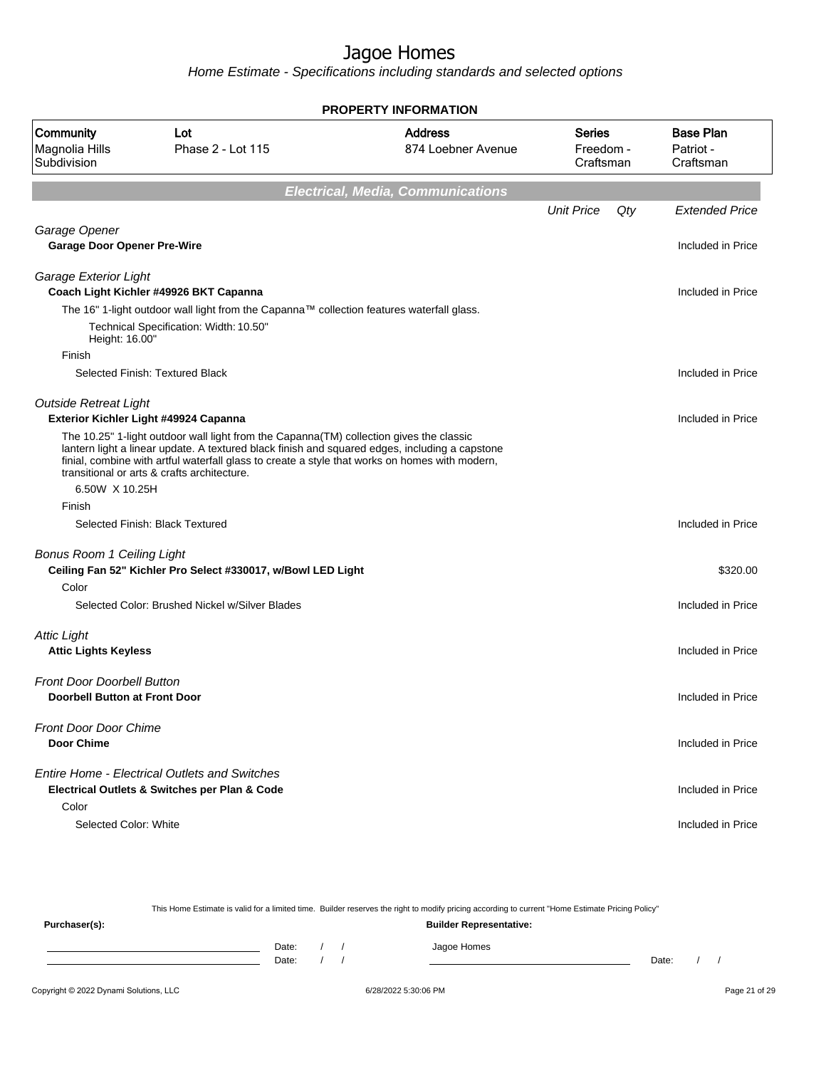# Jagoe Homes

Home Estimate - Specifications including standards and selected options

## PROPERTY INFORMATION

| Community | Lot | Address | Series | Base Plan |
|---|---|---|---|---|
| Magnolia Hills Subdivision | Phase 2 - Lot 115 | 874 Loebner Avenue | Freedom - Craftsman | Patriot - Craftsman |

## Electrical, Media, Communications

| | Unit Price | Qty | Extended Price |
|---|---|---|---|
| *Garage Opener* | | | |
| **Garage Door Opener Pre-Wire** | | | Included in Price |
| *Garage Exterior Light* | | | |
| **Coach Light Kichler #49926 BKT Capanna** | | | Included in Price |
| The 16" 1-light outdoor wall light from the Capanna™ collection features waterfall glass. | | | |
| Technical Specification: Width: 10.50" Height: 16.00" | | | |
| Finish | | | |
| Selected Finish: Textured Black | | | Included in Price |
| *Outside Retreat Light* | | | |
| **Exterior Kichler Light #49924 Capanna** | | | Included in Price |
| The 10.25" 1-light outdoor wall light from the Capanna(TM) collection gives the classic lantern light a linear update. A textured black finish and squared edges, including a capstone finial, combine with artful waterfall glass to create a style that works on homes with modern, transitional or arts & crafts architecture. | | | |
| 6.50W X 10.25H | | | |
| Finish | | | |
| Selected Finish: Black Textured | | | Included in Price |
| *Bonus Room 1 Ceiling Light* | | | |
| **Ceiling Fan 52" Kichler Pro Select #330017, w/Bowl LED Light** | | | $320.00 |
| Color | | | |
| Selected Color: Brushed Nickel w/Silver Blades | | | Included in Price |
| *Attic Light* | | | |
| **Attic Lights Keyless** | | | Included in Price |
| *Front Door Doorbell Button* | | | |
| **Doorbell Button at Front Door** | | | Included in Price |
| *Front Door Door Chime* | | | |
| **Door Chime** | | | Included in Price |
| *Entire Home - Electrical Outlets and Switches* | | | |
| **Electrical Outlets & Switches per Plan & Code** | | | Included in Price |
| Color | | | |
| Selected Color: White | | | Included in Price |

This Home Estimate is valid for a limited time. Builder reserves the right to modify pricing according to current "Home Estimate Pricing Policy"

**Purchaser(s):** Date: / / Date: / /

**Builder Representative:** Jagoe Homes Date: / /

Copyright © 2022 Dynami Solutions, LLC 6/28/2022 5:30:06 PM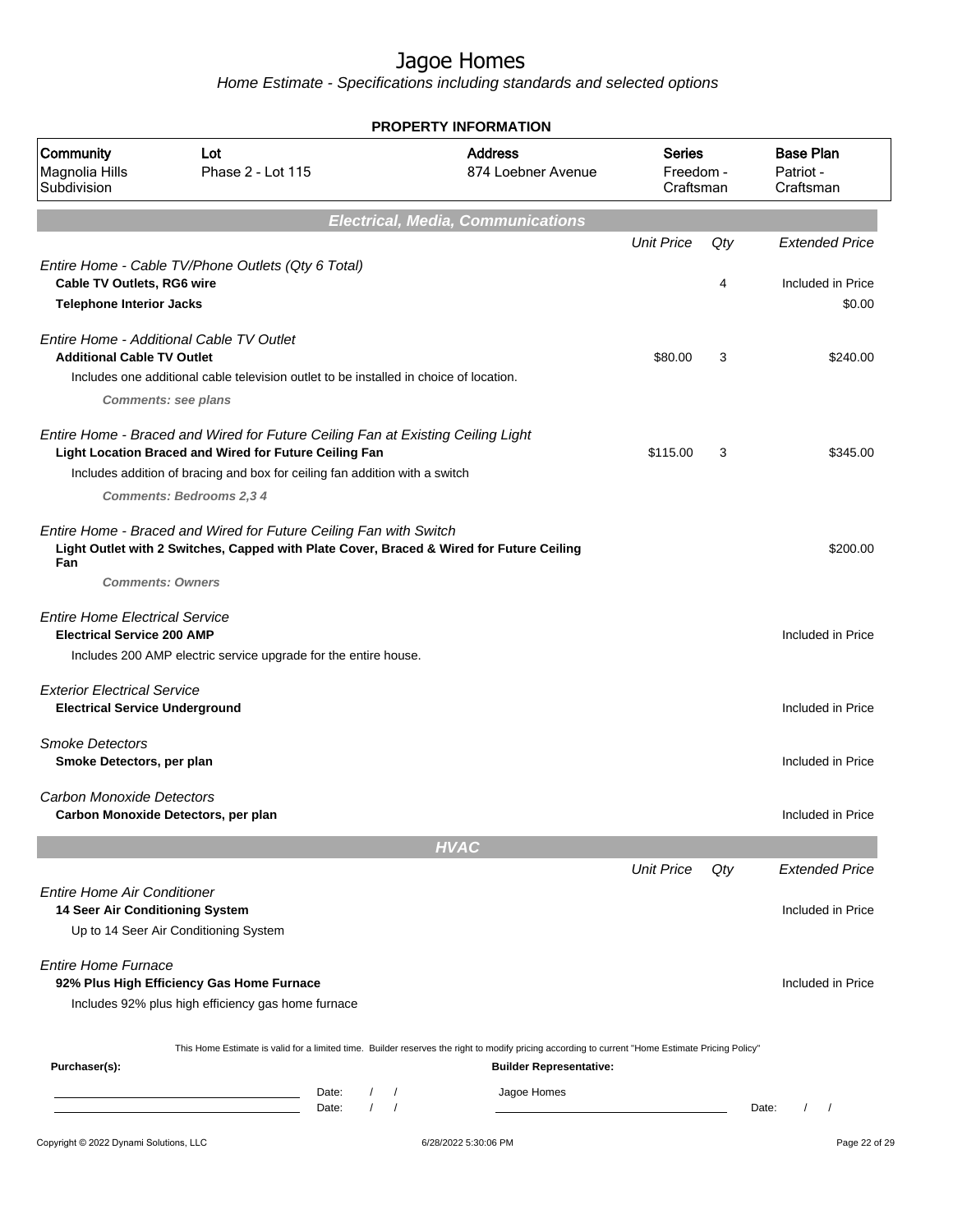# Jagoe Homes

*Home Estimate - Specifications including standards and selected options*

**PROPERTY INFORMATION**

| Community | Lot | Address | Series | Base Plan |
|---|---|---|---|---|
| Magnolia Hills Subdivision | Phase 2 - Lot 115 | 874 Loebner Avenue | Freedom - Craftsman | Patriot - Craftsman |

## Electrical, Media, Communications

| | Unit Price | Qty | Extended Price |
|---|---|---|---|
| *Entire Home - Cable TV/Phone Outlets (Qty 6 Total)* | | | |
| **Cable TV Outlets, RG6 wire** | | 4 | Included in Price |
| **Telephone Interior Jacks** | | | $0.00 |
| *Entire Home - Additional Cable TV Outlet* | | | |
| **Additional Cable TV Outlet** | $80.00 | 3 | $240.00 |
| Includes one additional cable television outlet to be installed in choice of location. | | | |
| ***Comments: see plans*** | | | |
| *Entire Home - Braced and Wired for Future Ceiling Fan at Existing Ceiling Light* | | | |
| **Light Location Braced and Wired for Future Ceiling Fan** | $115.00 | 3 | $345.00 |
| Includes addition of bracing and box for ceiling fan addition with a switch | | | |
| ***Comments: Bedrooms 2,3 4*** | | | |
| *Entire Home - Braced and Wired for Future Ceiling Fan with Switch* | | | |
| **Light Outlet with 2 Switches, Capped with Plate Cover, Braced & Wired for Future Ceiling Fan** | | | $200.00 |
| ***Comments: Owners*** | | | |
| *Entire Home Electrical Service* | | | |
| **Electrical Service 200 AMP** | | | Included in Price |
| Includes 200 AMP electric service upgrade for the entire house. | | | |
| *Exterior Electrical Service* | | | |
| **Electrical Service Underground** | | | Included in Price |
| *Smoke Detectors* | | | |
| **Smoke Detectors, per plan** | | | Included in Price |
| *Carbon Monoxide Detectors* | | | |
| **Carbon Monoxide Detectors, per plan** | | | Included in Price |

## HVAC

| | Unit Price | Qty | Extended Price |
|---|---|---|---|
| *Entire Home Air Conditioner* | | | |
| **14 Seer Air Conditioning System** | | | Included in Price |
| Up to 14 Seer Air Conditioning System | | | |
| *Entire Home Furnace* | | | |
| **92% Plus High Efficiency Gas Home Furnace** | | | Included in Price |
| Includes 92% plus high efficiency gas home furnace | | | |

This Home Estimate is valid for a limited time. Builder reserves the right to modify pricing according to current "Home Estimate Pricing Policy"

**Purchaser(s):**

Date: / /

Date: / /

**Builder Representative:**

Jagoe Homes

Date: / /

Copyright © 2022 Dynami Solutions, LLC — 6/28/2022 5:30:06 PM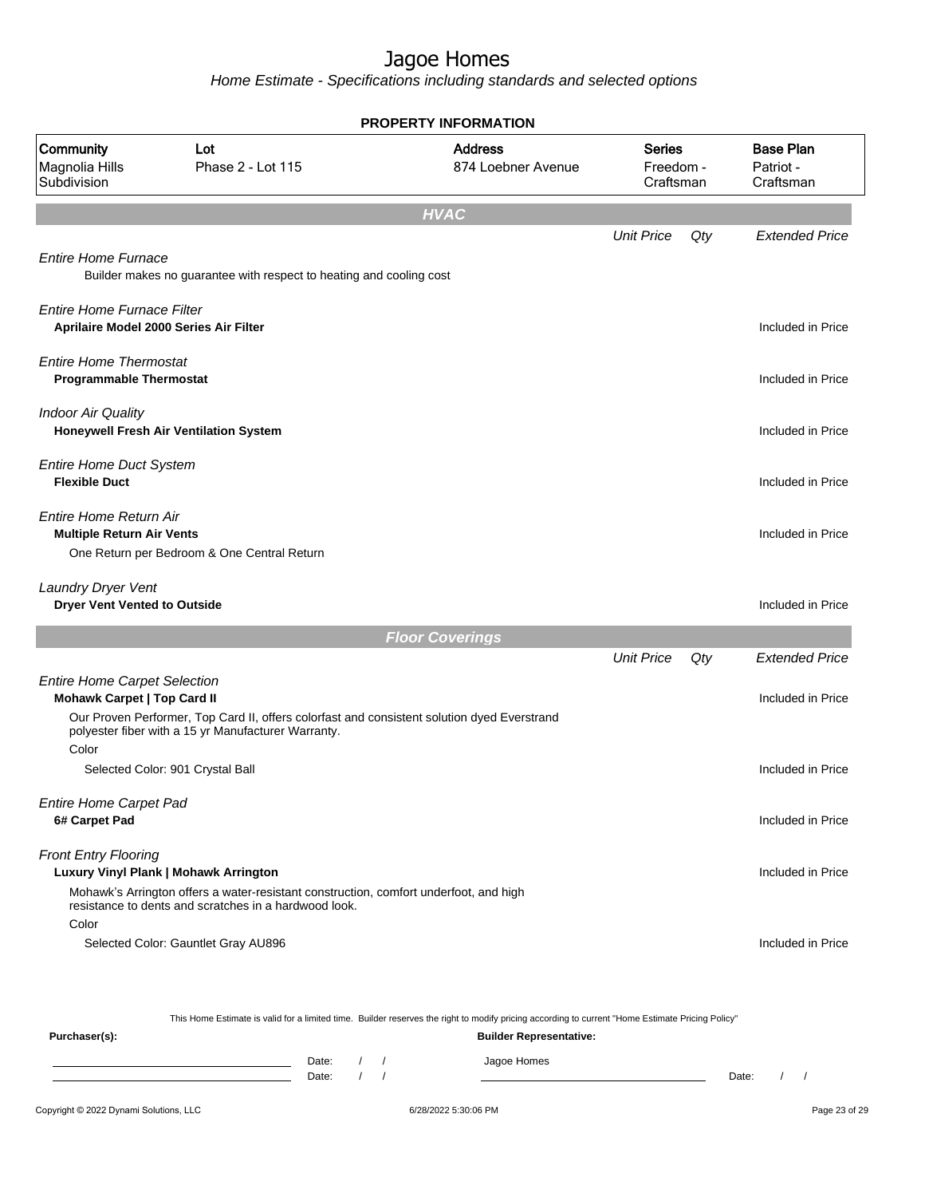# Jagoe Homes

*Home Estimate - Specifications including standards and selected options*

## PROPERTY INFORMATION

| Community | Lot | Address | Series | Base Plan |
|---|---|---|---|---|
| Magnolia Hills Subdivision | Phase 2 - Lot 115 | 874 Loebner Avenue | Freedom - Craftsman | Patriot - Craftsman |

## HVAC

| | Unit Price | Qty | Extended Price |
|---|---|---|---|
| *Entire Home Furnace* | | | |
| Builder makes no guarantee with respect to heating and cooling cost | | | |
| *Entire Home Furnace Filter* | | | |
| **Aprilaire Model 2000 Series Air Filter** | | | Included in Price |
| *Entire Home Thermostat* | | | |
| **Programmable Thermostat** | | | Included in Price |
| *Indoor Air Quality* | | | |
| **Honeywell Fresh Air Ventilation System** | | | Included in Price |
| *Entire Home Duct System* | | | |
| **Flexible Duct** | | | Included in Price |
| *Entire Home Return Air* | | | |
| **Multiple Return Air Vents** | | | Included in Price |
| One Return per Bedroom & One Central Return | | | |
| *Laundry Dryer Vent* | | | |
| **Dryer Vent Vented to Outside** | | | Included in Price |

## Floor Coverings

| | Unit Price | Qty | Extended Price |
|---|---|---|---|
| *Entire Home Carpet Selection* | | | |
| **Mohawk Carpet \| Top Card II** | | | Included in Price |
| Our Proven Performer, Top Card II, offers colorfast and consistent solution dyed Everstrand polyester fiber with a 15 yr Manufacturer Warranty. | | | |
| Color | | | |
| Selected Color: 901 Crystal Ball | | | Included in Price |
| *Entire Home Carpet Pad* | | | |
| **6# Carpet Pad** | | | Included in Price |
| *Front Entry Flooring* | | | |
| **Luxury Vinyl Plank \| Mohawk Arrington** | | | Included in Price |
| Mohawk's Arrington offers a water-resistant construction, comfort underfoot, and high resistance to dents and scratches in a hardwood look. | | | |
| Color | | | |
| Selected Color: Gauntlet Gray AU896 | | | Included in Price |

This Home Estimate is valid for a limited time. Builder reserves the right to modify pricing according to current "Home Estimate Pricing Policy"

**Purchaser(s):**

Date: / /

Date: / /

**Builder Representative:**

Jagoe Homes

Date: / /

Copyright © 2022 Dynami Solutions, LLC — 6/28/2022 5:30:06 PM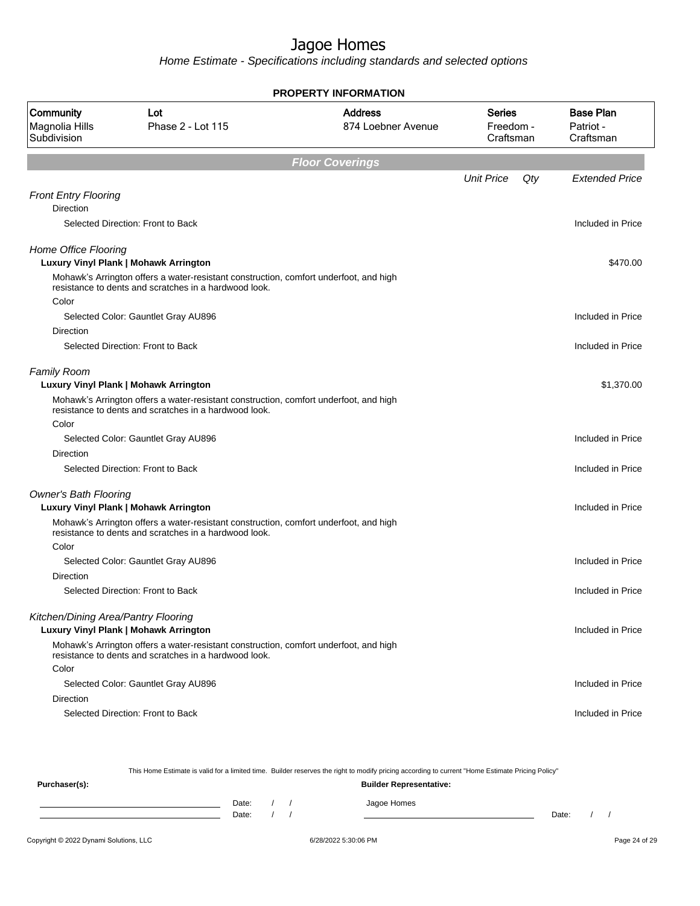# Jagoe Homes

*Home Estimate - Specifications including standards and selected options*

**PROPERTY INFORMATION**

| Community | Lot | Address | Series | Base Plan |
|---|---|---|---|---|
| Magnolia Hills Subdivision | Phase 2 - Lot 115 | 874 Loebner Avenue | Freedom - Craftsman | Patriot - Craftsman |

## Floor Coverings

| | Unit Price | Qty | Extended Price |
|---|---|---|---|
| *Front Entry Flooring* | | | |
| Direction | | | |
| Selected Direction: Front to Back | | | Included in Price |
| *Home Office Flooring* | | | |
| **Luxury Vinyl Plank \| Mohawk Arrington** | | | $470.00 |
| Mohawk's Arrington offers a water-resistant construction, comfort underfoot, and high resistance to dents and scratches in a hardwood look. | | | |
| Color | | | |
| Selected Color: Gauntlet Gray AU896 | | | Included in Price |
| Direction | | | |
| Selected Direction: Front to Back | | | Included in Price |
| *Family Room* | | | |
| **Luxury Vinyl Plank \| Mohawk Arrington** | | | $1,370.00 |
| Mohawk's Arrington offers a water-resistant construction, comfort underfoot, and high resistance to dents and scratches in a hardwood look. | | | |
| Color | | | |
| Selected Color: Gauntlet Gray AU896 | | | Included in Price |
| Direction | | | |
| Selected Direction: Front to Back | | | Included in Price |
| *Owner's Bath Flooring* | | | |
| **Luxury Vinyl Plank \| Mohawk Arrington** | | | Included in Price |
| Mohawk's Arrington offers a water-resistant construction, comfort underfoot, and high resistance to dents and scratches in a hardwood look. | | | |
| Color | | | |
| Selected Color: Gauntlet Gray AU896 | | | Included in Price |
| Direction | | | |
| Selected Direction: Front to Back | | | Included in Price |
| *Kitchen/Dining Area/Pantry Flooring* | | | |
| **Luxury Vinyl Plank \| Mohawk Arrington** | | | Included in Price |
| Mohawk's Arrington offers a water-resistant construction, comfort underfoot, and high resistance to dents and scratches in a hardwood look. | | | |
| Color | | | |
| Selected Color: Gauntlet Gray AU896 | | | Included in Price |
| Direction | | | |
| Selected Direction: Front to Back | | | Included in Price |

This Home Estimate is valid for a limited time. Builder reserves the right to modify pricing according to current "Home Estimate Pricing Policy"

**Purchaser(s):** **Builder Representative:**

Date: / / Jagoe Homes

Date: / / Date: / /

Copyright © 2022 Dynami Solutions, LLC 6/28/2022 5:30:06 PM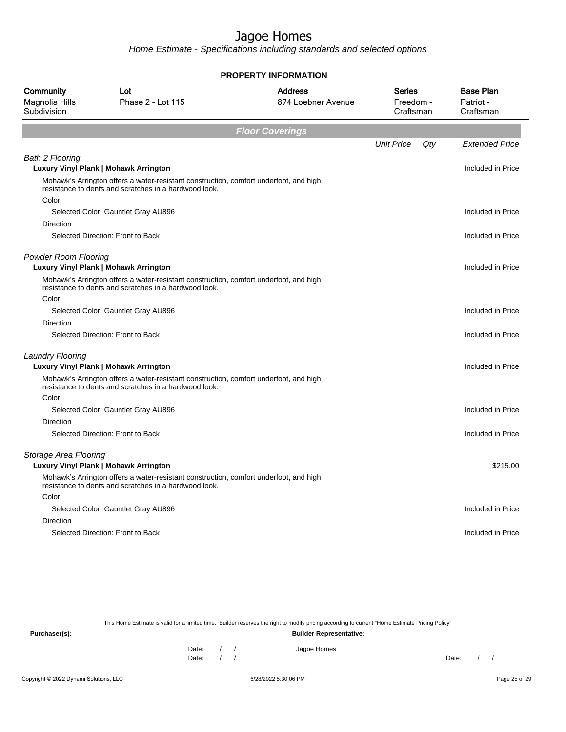# Jagoe Homes

*Home Estimate - Specifications including standards and selected options*

**PROPERTY INFORMATION**

| Community | Lot | Address | Series | Base Plan |
|---|---|---|---|---|
| Magnolia Hills Subdivision | Phase 2 - Lot 115 | 874 Loebner Avenue | Freedom - Craftsman | Patriot - Craftsman |

## Floor Coverings

| | Unit Price | Qty | Extended Price |
|---|---|---|---|
| *Bath 2 Flooring* | | | |
| **Luxury Vinyl Plank \| Mohawk Arrington** | | | Included in Price |
| Mohawk's Arrington offers a water-resistant construction, comfort underfoot, and high resistance to dents and scratches in a hardwood look. | | | |
| Color | | | |
| Selected Color: Gauntlet Gray AU896 | | | Included in Price |
| Direction | | | |
| Selected Direction: Front to Back | | | Included in Price |
| *Powder Room Flooring* | | | |
| **Luxury Vinyl Plank \| Mohawk Arrington** | | | Included in Price |
| Mohawk's Arrington offers a water-resistant construction, comfort underfoot, and high resistance to dents and scratches in a hardwood look. | | | |
| Color | | | |
| Selected Color: Gauntlet Gray AU896 | | | Included in Price |
| Direction | | | |
| Selected Direction: Front to Back | | | Included in Price |
| *Laundry Flooring* | | | |
| **Luxury Vinyl Plank \| Mohawk Arrington** | | | Included in Price |
| Mohawk's Arrington offers a water-resistant construction, comfort underfoot, and high resistance to dents and scratches in a hardwood look. | | | |
| Color | | | |
| Selected Color: Gauntlet Gray AU896 | | | Included in Price |
| Direction | | | |
| Selected Direction: Front to Back | | | Included in Price |
| *Storage Area Flooring* | | | |
| **Luxury Vinyl Plank \| Mohawk Arrington** | | | $215.00 |
| Mohawk's Arrington offers a water-resistant construction, comfort underfoot, and high resistance to dents and scratches in a hardwood look. | | | |
| Color | | | |
| Selected Color: Gauntlet Gray AU896 | | | Included in Price |
| Direction | | | |
| Selected Direction: Front to Back | | | Included in Price |

This Home Estimate is valid for a limited time. Builder reserves the right to modify pricing according to current "Home Estimate Pricing Policy"

**Purchaser(s):**

Date: / /

Date: / /

**Builder Representative:**

Jagoe Homes

Date: / /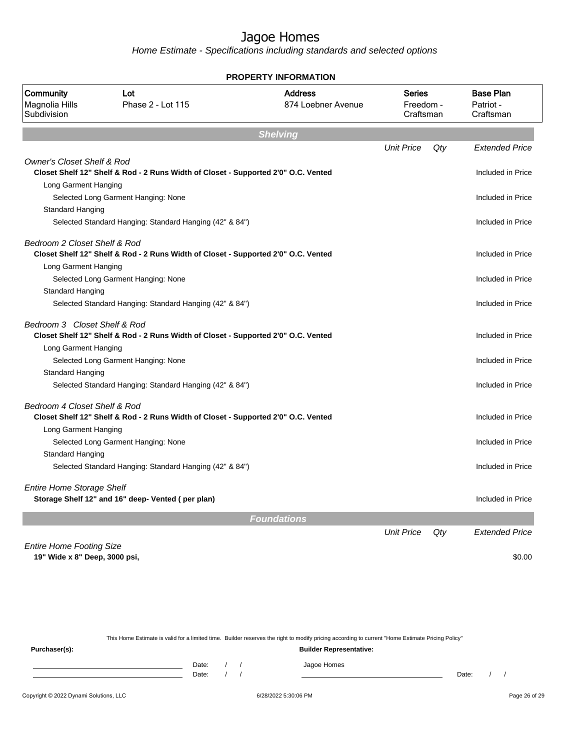# Jagoe Homes

*Home Estimate - Specifications including standards and selected options*

**PROPERTY INFORMATION**

| Community | Lot | Address | Series | Base Plan |
|---|---|---|---|---|
| Magnolia Hills Subdivision | Phase 2 - Lot 115 | 874 Loebner Avenue | Freedom - Craftsman | Patriot - Craftsman |

## Shelving

| | Unit Price | Qty | Extended Price |
|---|---|---|---|
| *Owner's Closet Shelf & Rod* | | | |
| **Closet Shelf 12" Shelf & Rod - 2 Runs Width of Closet - Supported 2'0" O.C. Vented** | | | Included in Price |
| Long Garment Hanging | | | |
| Selected Long Garment Hanging: None | | | Included in Price |
| Standard Hanging | | | |
| Selected Standard Hanging: Standard Hanging (42" & 84") | | | Included in Price |
| *Bedroom 2 Closet Shelf & Rod* | | | |
| **Closet Shelf 12" Shelf & Rod - 2 Runs Width of Closet - Supported 2'0" O.C. Vented** | | | Included in Price |
| Long Garment Hanging | | | |
| Selected Long Garment Hanging: None | | | Included in Price |
| Standard Hanging | | | |
| Selected Standard Hanging: Standard Hanging (42" & 84") | | | Included in Price |
| *Bedroom 3 Closet Shelf & Rod* | | | |
| **Closet Shelf 12" Shelf & Rod - 2 Runs Width of Closet - Supported 2'0" O.C. Vented** | | | Included in Price |
| Long Garment Hanging | | | |
| Selected Long Garment Hanging: None | | | Included in Price |
| Standard Hanging | | | |
| Selected Standard Hanging: Standard Hanging (42" & 84") | | | Included in Price |
| *Bedroom 4 Closet Shelf & Rod* | | | |
| **Closet Shelf 12" Shelf & Rod - 2 Runs Width of Closet - Supported 2'0" O.C. Vented** | | | Included in Price |
| Long Garment Hanging | | | |
| Selected Long Garment Hanging: None | | | Included in Price |
| Standard Hanging | | | |
| Selected Standard Hanging: Standard Hanging (42" & 84") | | | Included in Price |
| *Entire Home Storage Shelf* | | | |
| **Storage Shelf 12" and 16" deep- Vented ( per plan)** | | | Included in Price |

## Foundations

| | Unit Price | Qty | Extended Price |
|---|---|---|---|
| *Entire Home Footing Size* | | | |
| **19" Wide x 8" Deep, 3000 psi,** | | | $0.00 |

This Home Estimate is valid for a limited time. Builder reserves the right to modify pricing according to current "Home Estimate Pricing Policy"

**Purchaser(s):**

Date: / /
Date: / /

**Builder Representative:**

Jagoe Homes

Date: / /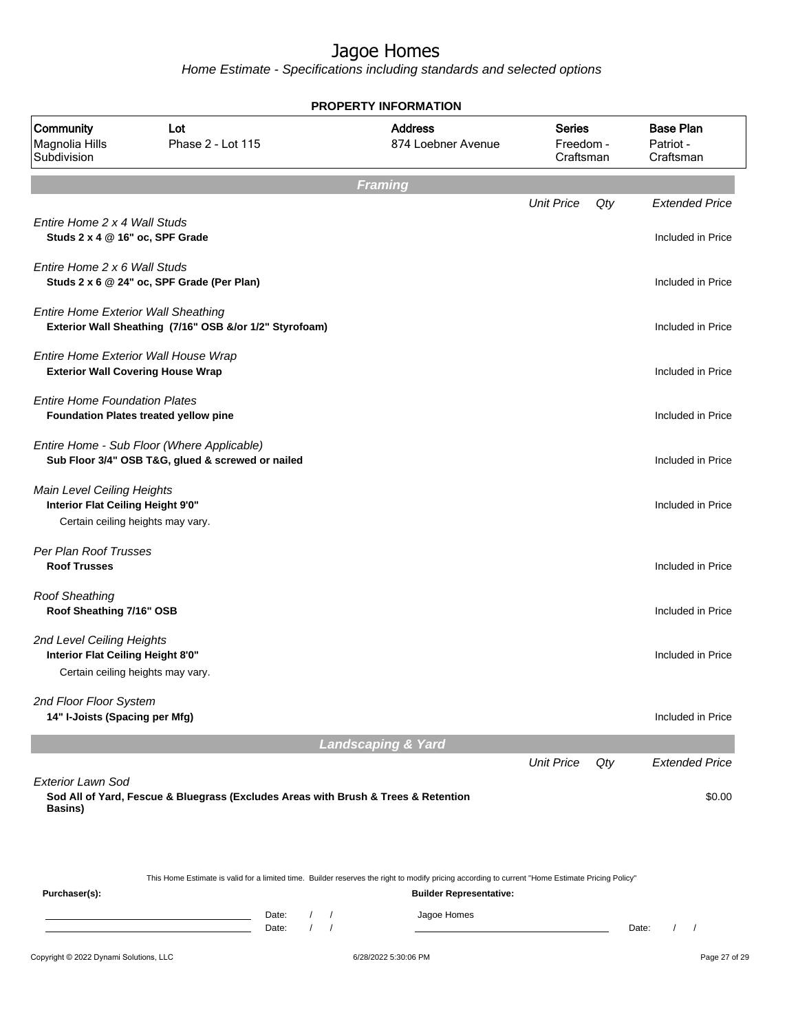# Jagoe Homes

*Home Estimate - Specifications including standards and selected options*

## PROPERTY INFORMATION

| Community | Lot | Address | Series | Base Plan |
|---|---|---|---|---|
| Magnolia Hills Subdivision | Phase 2 - Lot 115 | 874 Loebner Avenue | Freedom - Craftsman | Patriot - Craftsman |

## Framing

| | Unit Price | Qty | Extended Price |
|---|---|---|---|
| *Entire Home 2 x 4 Wall Studs*<br>**Studs 2 x 4 @ 16" oc, SPF Grade** | | | Included in Price |
| *Entire Home 2 x 6 Wall Studs*<br>**Studs 2 x 6 @ 24" oc, SPF Grade (Per Plan)** | | | Included in Price |
| *Entire Home Exterior Wall Sheathing*<br>**Exterior Wall Sheathing (7/16" OSB &/or 1/2" Styrofoam)** | | | Included in Price |
| *Entire Home Exterior Wall House Wrap*<br>**Exterior Wall Covering House Wrap** | | | Included in Price |
| *Entire Home Foundation Plates*<br>**Foundation Plates treated yellow pine** | | | Included in Price |
| *Entire Home - Sub Floor (Where Applicable)*<br>**Sub Floor 3/4" OSB T&G, glued & screwed or nailed** | | | Included in Price |
| *Main Level Ceiling Heights*<br>**Interior Flat Ceiling Height 9'0"**<br>Certain ceiling heights may vary. | | | Included in Price |
| *Per Plan Roof Trusses*<br>**Roof Trusses** | | | Included in Price |
| *Roof Sheathing*<br>**Roof Sheathing 7/16" OSB** | | | Included in Price |
| *2nd Level Ceiling Heights*<br>**Interior Flat Ceiling Height 8'0"**<br>Certain ceiling heights may vary. | | | Included in Price |
| *2nd Floor Floor System*<br>**14" I-Joists (Spacing per Mfg)** | | | Included in Price |

## Landscaping & Yard

| | Unit Price | Qty | Extended Price |
|---|---|---|---|
| *Exterior Lawn Sod*<br>**Sod All of Yard, Fescue & Bluegrass (Excludes Areas with Brush & Trees & Retention Basins)** | | | $0.00 |

This Home Estimate is valid for a limited time. Builder reserves the right to modify pricing according to current "Home Estimate Pricing Policy"

**Purchaser(s):**

Date: / /

Date: / /

**Builder Representative:**

Jagoe Homes

Date: / /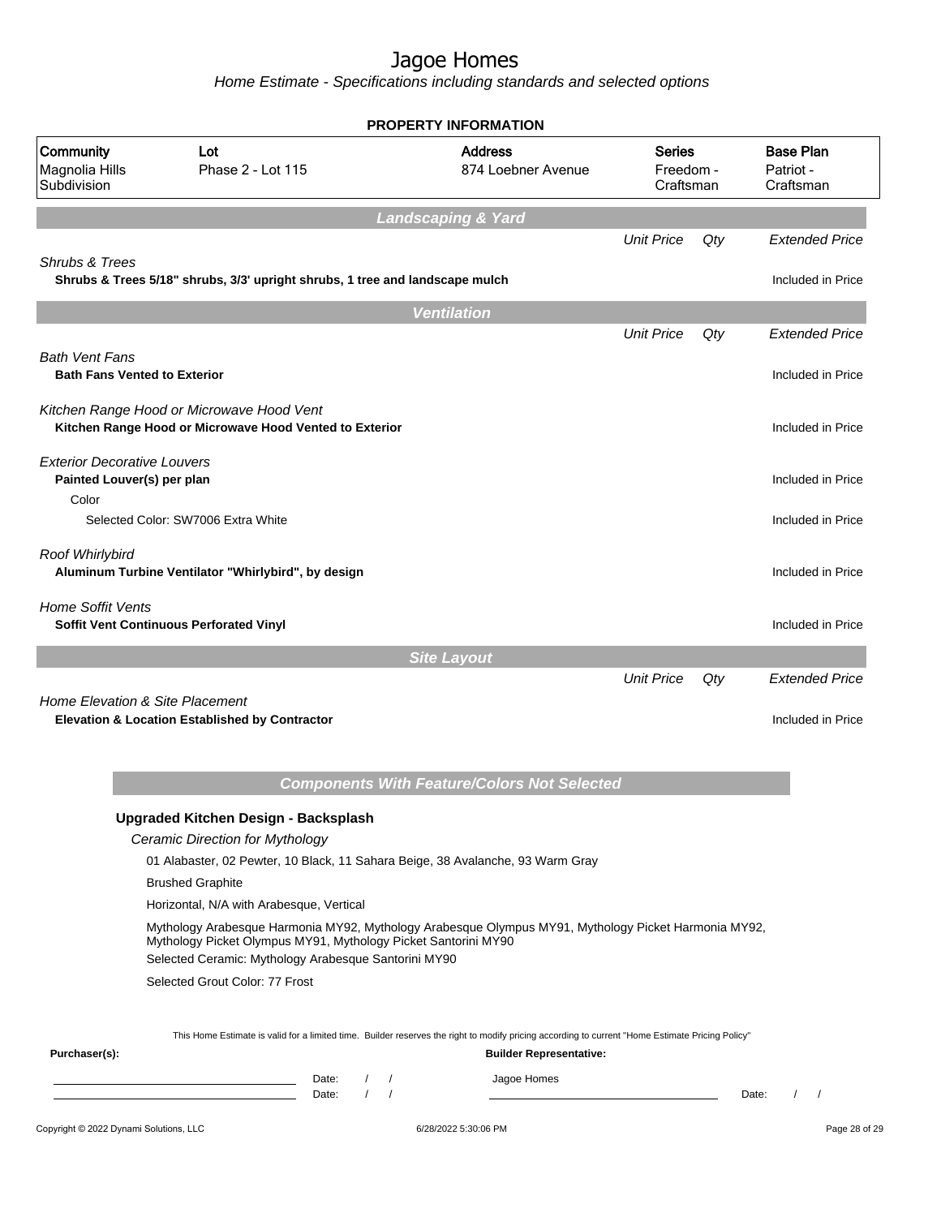# Jagoe Homes

*Home Estimate - Specifications including standards and selected options*

**PROPERTY INFORMATION**

| Community | Lot | Address | Series | Base Plan |
|---|---|---|---|---|
| Magnolia Hills Subdivision | Phase 2 - Lot 115 | 874 Loebner Avenue | Freedom - Craftsman | Patriot - Craftsman |

## Landscaping & Yard

| | Unit Price | Qty | Extended Price |
|---|---|---|---|
| *Shrubs & Trees* | | | |
| **Shrubs & Trees 5/18" shrubs, 3/3' upright shrubs, 1 tree and landscape mulch** | | | Included in Price |

## Ventilation

| | Unit Price | Qty | Extended Price |
|---|---|---|---|
| *Bath Vent Fans* | | | |
| **Bath Fans Vented to Exterior** | | | Included in Price |
| *Kitchen Range Hood or Microwave Hood Vent* | | | |
| **Kitchen Range Hood or Microwave Hood Vented to Exterior** | | | Included in Price |
| *Exterior Decorative Louvers* | | | |
| **Painted Louver(s) per plan** | | | Included in Price |
| Color | | | |
| Selected Color: SW7006 Extra White | | | Included in Price |
| *Roof Whirlybird* | | | |
| **Aluminum Turbine Ventilator "Whirlybird", by design** | | | Included in Price |
| *Home Soffit Vents* | | | |
| **Soffit Vent Continuous Perforated Vinyl** | | | Included in Price |

## Site Layout

| | Unit Price | Qty | Extended Price |
|---|---|---|---|
| *Home Elevation & Site Placement* | | | |
| **Elevation & Location Established by Contractor** | | | Included in Price |

## Components With Feature/Colors Not Selected

**Upgraded Kitchen Design - Backsplash**

*Ceramic Direction for Mythology*

01 Alabaster, 02 Pewter, 10 Black, 11 Sahara Beige, 38 Avalanche, 93 Warm Gray

Brushed Graphite

Horizontal, N/A with Arabesque, Vertical

Mythology Arabesque Harmonia MY92, Mythology Arabesque Olympus MY91, Mythology Picket Harmonia MY92, Mythology Picket Olympus MY91, Mythology Picket Santorini MY90

Selected Ceramic: Mythology Arabesque Santorini MY90

Selected Grout Color: 77 Frost

This Home Estimate is valid for a limited time. Builder reserves the right to modify pricing according to current "Home Estimate Pricing Policy"

**Purchaser(s):**

Date: / /

Date: / /

**Builder Representative:**

Jagoe Homes

Date: / /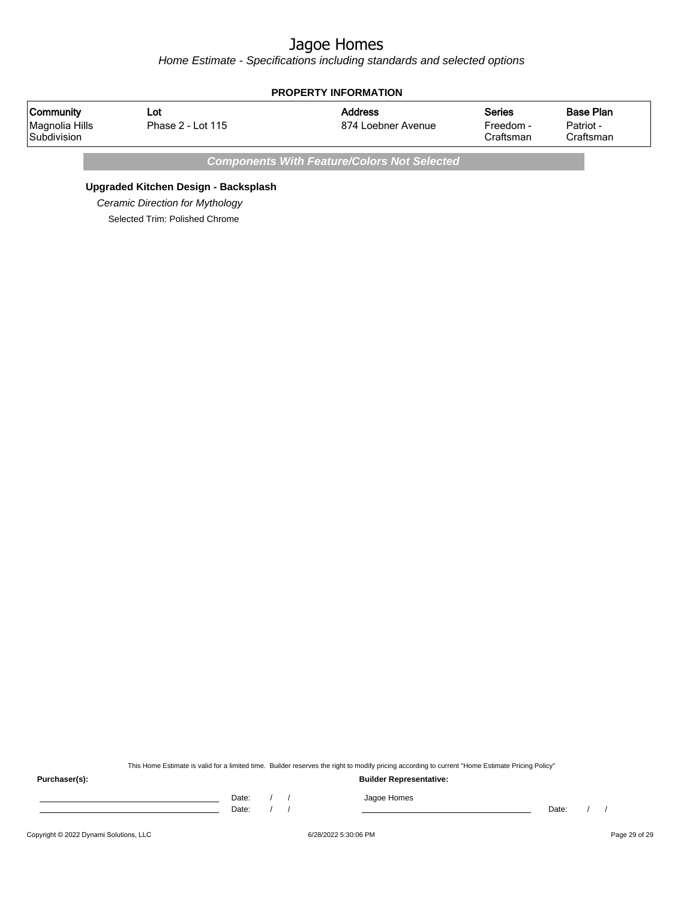# Jagoe Homes

*Home Estimate - Specifications including standards and selected options*

**PROPERTY INFORMATION**

| Community | Lot | Address | Series | Base Plan |
|---|---|---|---|---|
| Magnolia Hills Subdivision | Phase 2 - Lot 115 | 874 Loebner Avenue | Freedom - Craftsman | Patriot - Craftsman |

**Components With Feature/Colors Not Selected**

**Upgraded Kitchen Design - Backsplash**

*Ceramic Direction for Mythology*

Selected Trim: Polished Chrome

This Home Estimate is valid for a limited time. Builder reserves the right to modify pricing according to current "Home Estimate Pricing Policy"

**Purchaser(s):**

Date: / /

Date: / /

**Builder Representative:**

Jagoe Homes

Date: / /

Copyright © 2022 Dynami Solutions, LLC

6/28/2022 5:30:06 PM